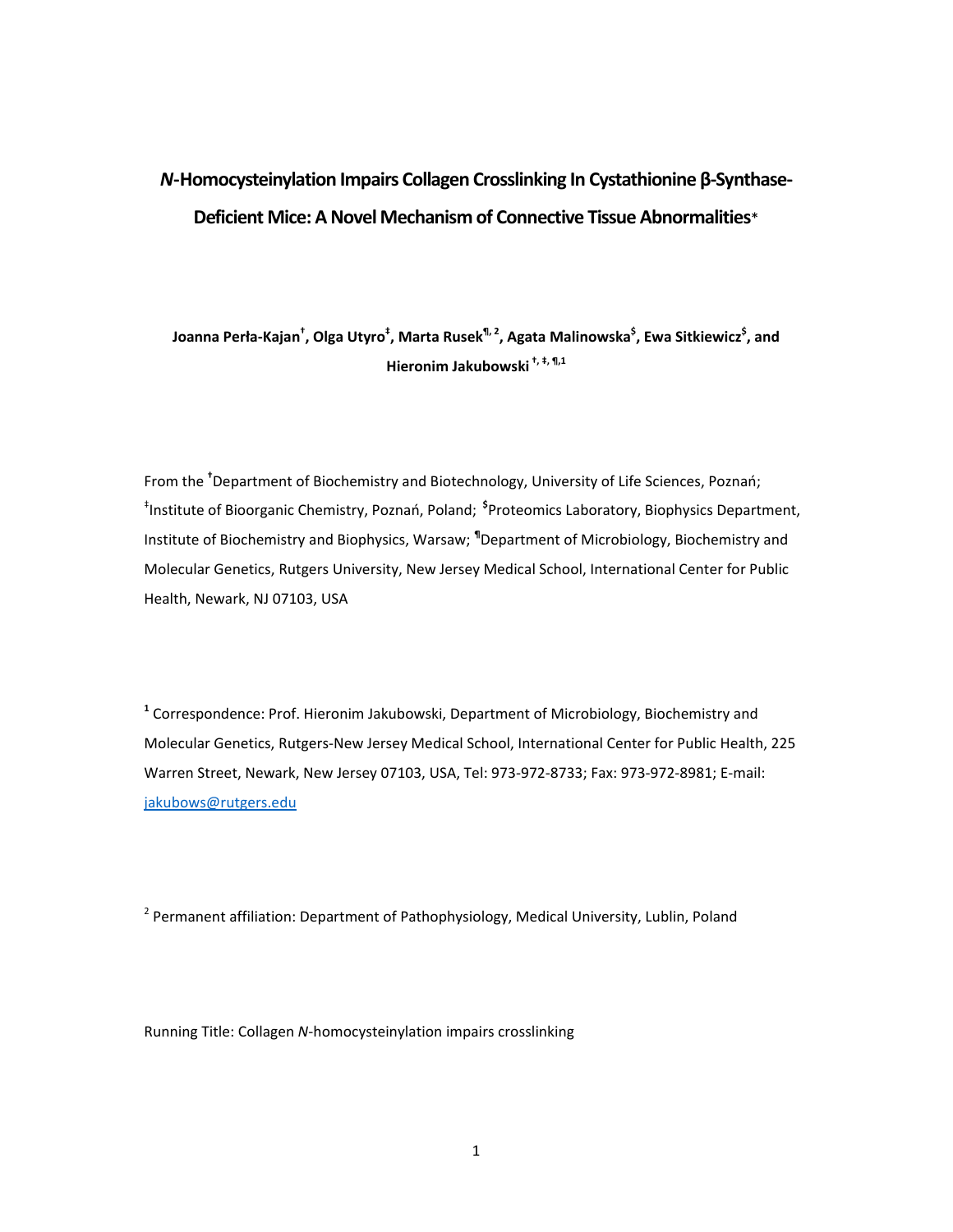# *N*-Homocysteinylation Impairs Collagen Crosslinking In Cystathionine β-Synthase-Deficient Mice: A Novel Mechanism of Connective Tissue Abnormalities*

**Joanna Perła-Kajan[†], Olga Utyro[‡], Marta Rusek[¶, 2], Agata Malinowska[$], Ewa Sitkiewicz[$], and Hieronim Jakubowski [†, ‡, ¶,1]**

From the [†]Department of Biochemistry and Biotechnology, University of Life Sciences, Poznań; [‡]Institute of Bioorganic Chemistry, Poznań, Poland; [$]Proteomics Laboratory, Biophysics Department, Institute of Biochemistry and Biophysics, Warsaw; [¶]Department of Microbiology, Biochemistry and Molecular Genetics, Rutgers University, New Jersey Medical School, International Center for Public Health, Newark, NJ 07103, USA

[1] Correspondence: Prof. Hieronim Jakubowski, Department of Microbiology, Biochemistry and Molecular Genetics, Rutgers-New Jersey Medical School, International Center for Public Health, 225 Warren Street, Newark, New Jersey 07103, USA, Tel: 973-972-8733; Fax: 973-972-8981; E-mail: jakubows@rutgers.edu

[2] Permanent affiliation: Department of Pathophysiology, Medical University, Lublin, Poland

Running Title: Collagen *N*-homocysteinylation impairs crosslinking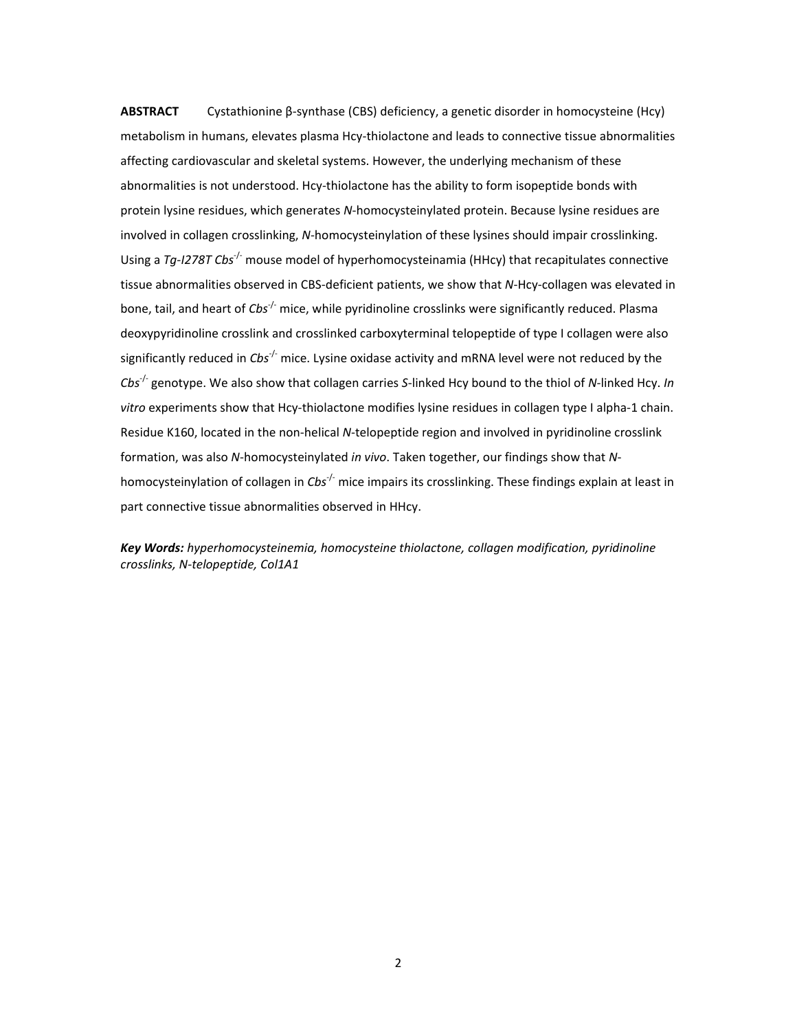**ABSTRACT** Cystathionine β-synthase (CBS) deficiency, a genetic disorder in homocysteine (Hcy) metabolism in humans, elevates plasma Hcy-thiolactone and leads to connective tissue abnormalities affecting cardiovascular and skeletal systems. However, the underlying mechanism of these abnormalities is not understood. Hcy-thiolactone has the ability to form isopeptide bonds with protein lysine residues, which generates *N*-homocysteinylated protein. Because lysine residues are involved in collagen crosslinking, *N*-homocysteinylation of these lysines should impair crosslinking. Using a *Tg-I278T Cbs*$^{-/-}$ mouse model of hyperhomocysteinamia (HHcy) that recapitulates connective tissue abnormalities observed in CBS-deficient patients, we show that *N*-Hcy-collagen was elevated in bone, tail, and heart of *Cbs*$^{-/-}$ mice, while pyridinoline crosslinks were significantly reduced. Plasma deoxypyridinoline crosslink and crosslinked carboxyterminal telopeptide of type I collagen were also significantly reduced in *Cbs*$^{-/-}$ mice. Lysine oxidase activity and mRNA level were not reduced by the *Cbs*$^{-/-}$ genotype. We also show that collagen carries *S*-linked Hcy bound to the thiol of *N*-linked Hcy. *In vitro* experiments show that Hcy-thiolactone modifies lysine residues in collagen type I alpha-1 chain. Residue K160, located in the non-helical *N*-telopeptide region and involved in pyridinoline crosslink formation, was also *N*-homocysteinylated *in vivo*. Taken together, our findings show that *N*-homocysteinylation of collagen in *Cbs*$^{-/-}$ mice impairs its crosslinking. These findings explain at least in part connective tissue abnormalities observed in HHcy.

***Key Words:*** *hyperhomocysteinemia, homocysteine thiolactone, collagen modification, pyridinoline crosslinks, N-telopeptide, Col1A1*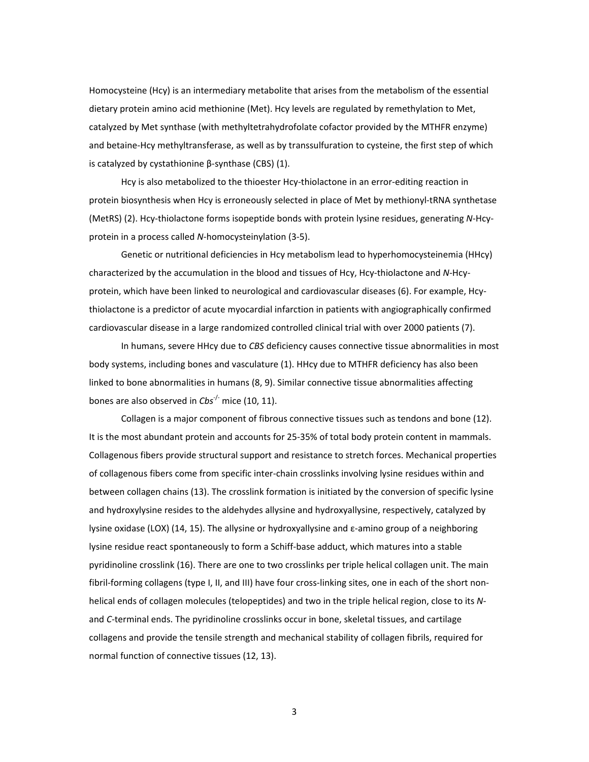Homocysteine (Hcy) is an intermediary metabolite that arises from the metabolism of the essential dietary protein amino acid methionine (Met). Hcy levels are regulated by remethylation to Met, catalyzed by Met synthase (with methyltetrahydrofolate cofactor provided by the MTHFR enzyme) and betaine-Hcy methyltransferase, as well as by transsulfuration to cysteine, the first step of which is catalyzed by cystathionine β-synthase (CBS) (1).

Hcy is also metabolized to the thioester Hcy-thiolactone in an error-editing reaction in protein biosynthesis when Hcy is erroneously selected in place of Met by methionyl-tRNA synthetase (MetRS) (2). Hcy-thiolactone forms isopeptide bonds with protein lysine residues, generating *N*-Hcy-protein in a process called *N*-homocysteinylation (3-5).

Genetic or nutritional deficiencies in Hcy metabolism lead to hyperhomocysteinemia (HHcy) characterized by the accumulation in the blood and tissues of Hcy, Hcy-thiolactone and *N*-Hcy-protein, which have been linked to neurological and cardiovascular diseases (6). For example, Hcy-thiolactone is a predictor of acute myocardial infarction in patients with angiographically confirmed cardiovascular disease in a large randomized controlled clinical trial with over 2000 patients (7).

In humans, severe HHcy due to *CBS* deficiency causes connective tissue abnormalities in most body systems, including bones and vasculature (1). HHcy due to MTHFR deficiency has also been linked to bone abnormalities in humans (8, 9). Similar connective tissue abnormalities affecting bones are also observed in *Cbs*$^{-/-}$ mice (10, 11).

Collagen is a major component of fibrous connective tissues such as tendons and bone (12). It is the most abundant protein and accounts for 25-35% of total body protein content in mammals. Collagenous fibers provide structural support and resistance to stretch forces. Mechanical properties of collagenous fibers come from specific inter-chain crosslinks involving lysine residues within and between collagen chains (13). The crosslink formation is initiated by the conversion of specific lysine and hydroxylysine resides to the aldehydes allysine and hydroxyallysine, respectively, catalyzed by lysine oxidase (LOX) (14, 15). The allysine or hydroxyallysine and ε-amino group of a neighboring lysine residue react spontaneously to form a Schiff-base adduct, which matures into a stable pyridinoline crosslink (16). There are one to two crosslinks per triple helical collagen unit. The main fibril-forming collagens (type I, II, and III) have four cross-linking sites, one in each of the short non-helical ends of collagen molecules (telopeptides) and two in the triple helical region, close to its *N*- and *C*-terminal ends. The pyridinoline crosslinks occur in bone, skeletal tissues, and cartilage collagens and provide the tensile strength and mechanical stability of collagen fibrils, required for normal function of connective tissues (12, 13).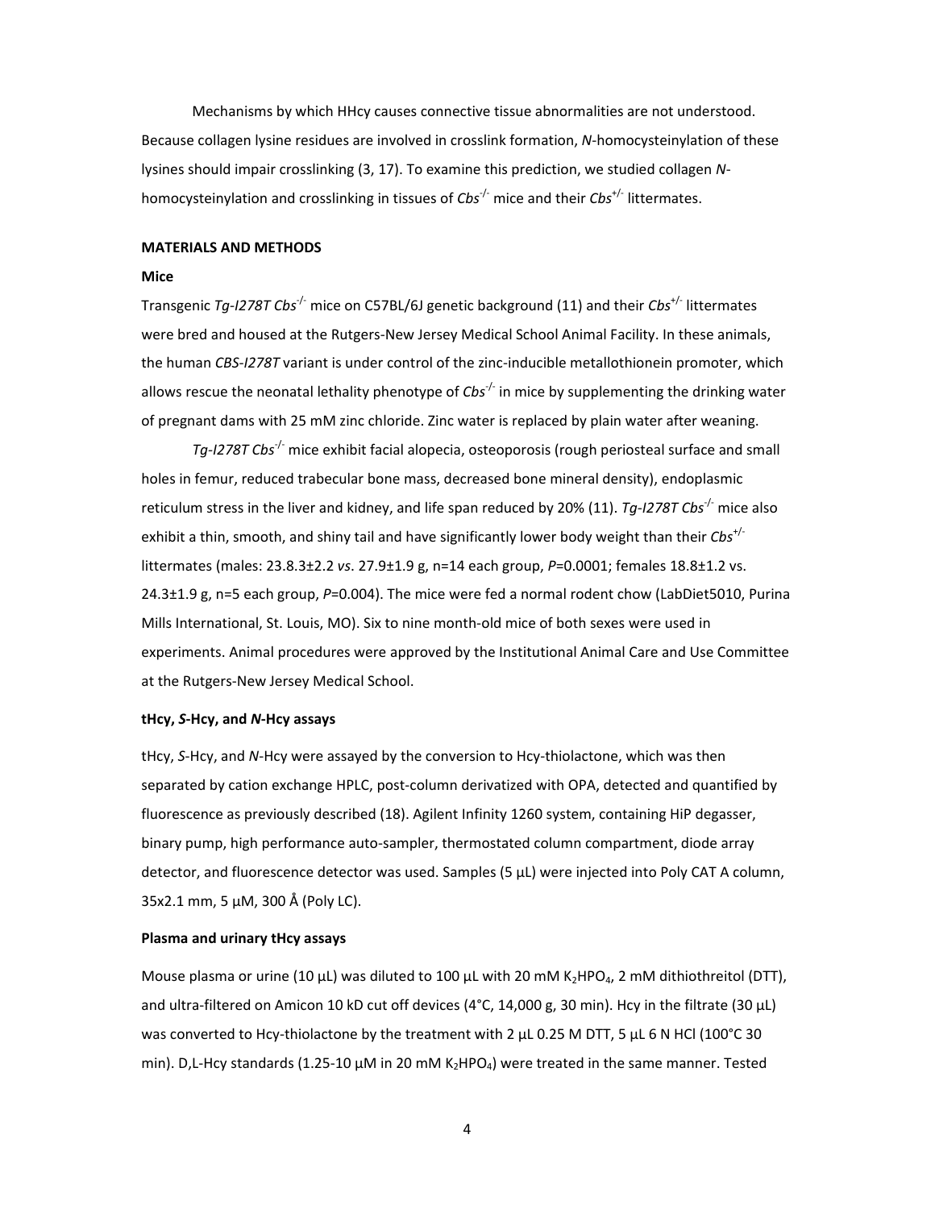Mechanisms by which HHcy causes connective tissue abnormalities are not understood. Because collagen lysine residues are involved in crosslink formation, *N*-homocysteinylation of these lysines should impair crosslinking (3, 17). To examine this prediction, we studied collagen *N*-homocysteinylation and crosslinking in tissues of *Cbs*$^{-/-}$ mice and their *Cbs*$^{+/-}$ littermates.

## MATERIALS AND METHODS

### Mice

Transgenic *Tg-I278T Cbs*$^{-/-}$ mice on C57BL/6J genetic background (11) and their *Cbs*$^{+/-}$ littermates were bred and housed at the Rutgers-New Jersey Medical School Animal Facility. In these animals, the human *CBS-I278T* variant is under control of the zinc-inducible metallothionein promoter, which allows rescue the neonatal lethality phenotype of *Cbs*$^{-/-}$ in mice by supplementing the drinking water of pregnant dams with 25 mM zinc chloride. Zinc water is replaced by plain water after weaning.

*Tg-I278T Cbs*$^{-/-}$ mice exhibit facial alopecia, osteoporosis (rough periosteal surface and small holes in femur, reduced trabecular bone mass, decreased bone mineral density), endoplasmic reticulum stress in the liver and kidney, and life span reduced by 20% (11). *Tg-I278T Cbs*$^{-/-}$ mice also exhibit a thin, smooth, and shiny tail and have significantly lower body weight than their *Cbs*$^{+/-}$ littermates (males: 23.8.3±2.2 *vs*. 27.9±1.9 g, n=14 each group, *P*=0.0001; females 18.8±1.2 vs. 24.3±1.9 g, n=5 each group, *P*=0.004). The mice were fed a normal rodent chow (LabDiet5010, Purina Mills International, St. Louis, MO). Six to nine month-old mice of both sexes were used in experiments. Animal procedures were approved by the Institutional Animal Care and Use Committee at the Rutgers-New Jersey Medical School.

### tHcy, *S*-Hcy, and *N*-Hcy assays

tHcy, *S*-Hcy, and *N*-Hcy were assayed by the conversion to Hcy-thiolactone, which was then separated by cation exchange HPLC, post-column derivatized with OPA, detected and quantified by fluorescence as previously described (18). Agilent Infinity 1260 system, containing HiP degasser, binary pump, high performance auto-sampler, thermostated column compartment, diode array detector, and fluorescence detector was used. Samples (5 µL) were injected into Poly CAT A column, 35x2.1 mm, 5 µM, 300 Å (Poly LC).

### Plasma and urinary tHcy assays

Mouse plasma or urine (10 µL) was diluted to 100 µL with 20 mM $K_2HPO_4$, 2 mM dithiothreitol (DTT), and ultra-filtered on Amicon 10 kD cut off devices (4°C, 14,000 g, 30 min). Hcy in the filtrate (30 µL) was converted to Hcy-thiolactone by the treatment with 2 µL 0.25 M DTT, 5 µL 6 N HCl (100°C 30 min). D,L-Hcy standards (1.25-10 µM in 20 mM $K_2HPO_4$) were treated in the same manner. Tested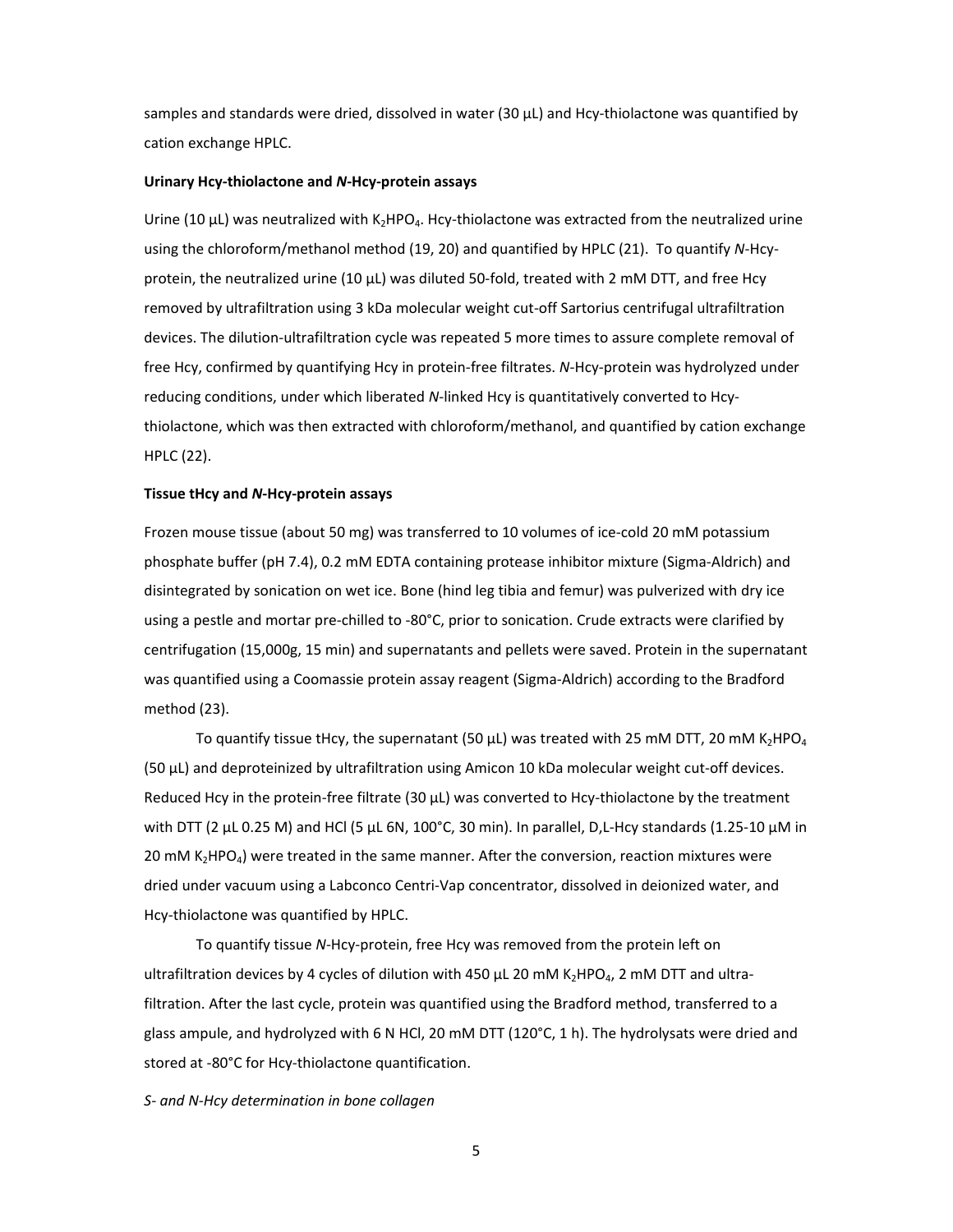samples and standards were dried, dissolved in water (30 μL) and Hcy-thiolactone was quantified by cation exchange HPLC.

**Urinary Hcy-thiolactone and *N*-Hcy-protein assays**

Urine (10 μL) was neutralized with $K_2HPO_4$. Hcy-thiolactone was extracted from the neutralized urine using the chloroform/methanol method (19, 20) and quantified by HPLC (21). To quantify *N*-Hcy-protein, the neutralized urine (10 μL) was diluted 50-fold, treated with 2 mM DTT, and free Hcy removed by ultrafiltration using 3 kDa molecular weight cut-off Sartorius centrifugal ultrafiltration devices. The dilution-ultrafiltration cycle was repeated 5 more times to assure complete removal of free Hcy, confirmed by quantifying Hcy in protein-free filtrates. *N*-Hcy-protein was hydrolyzed under reducing conditions, under which liberated *N*-linked Hcy is quantitatively converted to Hcy-thiolactone, which was then extracted with chloroform/methanol, and quantified by cation exchange HPLC (22).

**Tissue tHcy and *N*-Hcy-protein assays**

Frozen mouse tissue (about 50 mg) was transferred to 10 volumes of ice-cold 20 mM potassium phosphate buffer (pH 7.4), 0.2 mM EDTA containing protease inhibitor mixture (Sigma-Aldrich) and disintegrated by sonication on wet ice. Bone (hind leg tibia and femur) was pulverized with dry ice using a pestle and mortar pre-chilled to -80°C, prior to sonication. Crude extracts were clarified by centrifugation (15,000g, 15 min) and supernatants and pellets were saved. Protein in the supernatant was quantified using a Coomassie protein assay reagent (Sigma-Aldrich) according to the Bradford method (23).

To quantify tissue tHcy, the supernatant (50 μL) was treated with 25 mM DTT, 20 mM $K_2HPO_4$ (50 μL) and deproteinized by ultrafiltration using Amicon 10 kDa molecular weight cut-off devices. Reduced Hcy in the protein-free filtrate (30 μL) was converted to Hcy-thiolactone by the treatment with DTT (2 μL 0.25 M) and HCl (5 μL 6N, 100°C, 30 min). In parallel, D,L-Hcy standards (1.25-10 μM in 20 mM $K_2HPO_4$) were treated in the same manner. After the conversion, reaction mixtures were dried under vacuum using a Labconco Centri-Vap concentrator, dissolved in deionized water, and Hcy-thiolactone was quantified by HPLC.

To quantify tissue *N*-Hcy-protein, free Hcy was removed from the protein left on ultrafiltration devices by 4 cycles of dilution with 450 μL 20 mM $K_2HPO_4$, 2 mM DTT and ultra-filtration. After the last cycle, protein was quantified using the Bradford method, transferred to a glass ampule, and hydrolyzed with 6 N HCl, 20 mM DTT (120°C, 1 h). The hydrolysats were dried and stored at -80°C for Hcy-thiolactone quantification.

*S- and N-Hcy determination in bone collagen*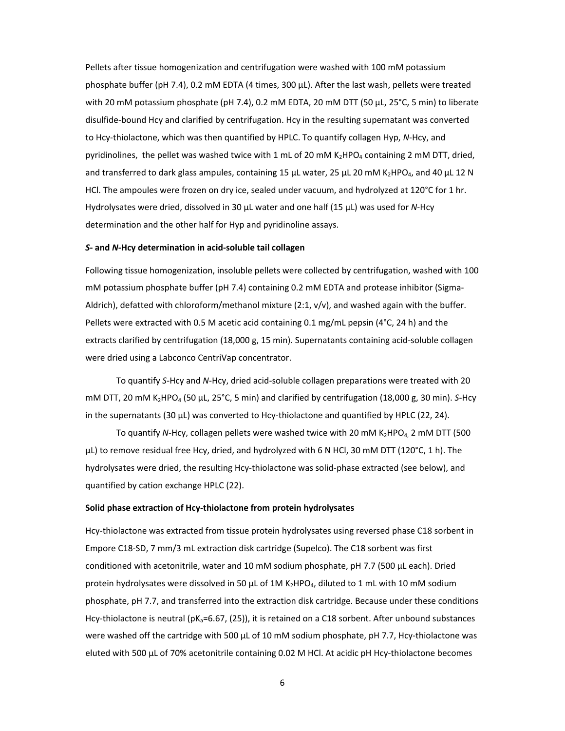Pellets after tissue homogenization and centrifugation were washed with 100 mM potassium phosphate buffer (pH 7.4), 0.2 mM EDTA (4 times, 300 µL). After the last wash, pellets were treated with 20 mM potassium phosphate (pH 7.4), 0.2 mM EDTA, 20 mM DTT (50 µL, 25°C, 5 min) to liberate disulfide-bound Hcy and clarified by centrifugation. Hcy in the resulting supernatant was converted to Hcy-thiolactone, which was then quantified by HPLC. To quantify collagen Hyp, *N*-Hcy, and pyridinolines, the pellet was washed twice with 1 mL of 20 mM $K_2HPO_4$ containing 2 mM DTT, dried, and transferred to dark glass ampules, containing 15 µL water, 25 µL 20 mM $K_2HPO_4$, and 40 µL 12 N HCl. The ampoules were frozen on dry ice, sealed under vacuum, and hydrolyzed at 120°C for 1 hr. Hydrolysates were dried, dissolved in 30 µL water and one half (15 µL) was used for *N*-Hcy determination and the other half for Hyp and pyridinoline assays.

#### *S*- and *N*-Hcy determination in acid-soluble tail collagen

Following tissue homogenization, insoluble pellets were collected by centrifugation, washed with 100 mM potassium phosphate buffer (pH 7.4) containing 0.2 mM EDTA and protease inhibitor (Sigma-Aldrich), defatted with chloroform/methanol mixture (2:1, v/v), and washed again with the buffer. Pellets were extracted with 0.5 M acetic acid containing 0.1 mg/mL pepsin (4°C, 24 h) and the extracts clarified by centrifugation (18,000 g, 15 min). Supernatants containing acid-soluble collagen were dried using a Labconco CentriVap concentrator.

To quantify *S*-Hcy and *N*-Hcy, dried acid-soluble collagen preparations were treated with 20 mM DTT, 20 mM $K_2HPO_4$ (50 µL, 25°C, 5 min) and clarified by centrifugation (18,000 g, 30 min). *S*-Hcy in the supernatants (30 µL) was converted to Hcy-thiolactone and quantified by HPLC (22, 24).

To quantify *N*-Hcy, collagen pellets were washed twice with 20 mM $K_2HPO_4$, 2 mM DTT (500 µL) to remove residual free Hcy, dried, and hydrolyzed with 6 N HCl, 30 mM DTT (120°C, 1 h). The hydrolysates were dried, the resulting Hcy-thiolactone was solid-phase extracted (see below), and quantified by cation exchange HPLC (22).

#### Solid phase extraction of Hcy-thiolactone from protein hydrolysates

Hcy-thiolactone was extracted from tissue protein hydrolysates using reversed phase C18 sorbent in Empore C18-SD, 7 mm/3 mL extraction disk cartridge (Supelco). The C18 sorbent was first conditioned with acetonitrile, water and 10 mM sodium phosphate, pH 7.7 (500 µL each). Dried protein hydrolysates were dissolved in 50 µL of 1M $K_2HPO_4$, diluted to 1 mL with 10 mM sodium phosphate, pH 7.7, and transferred into the extraction disk cartridge. Because under these conditions Hcy-thiolactone is neutral ($pK_a$=6.67, (25)), it is retained on a C18 sorbent. After unbound substances were washed off the cartridge with 500 µL of 10 mM sodium phosphate, pH 7.7, Hcy-thiolactone was eluted with 500 µL of 70% acetonitrile containing 0.02 M HCl. At acidic pH Hcy-thiolactone becomes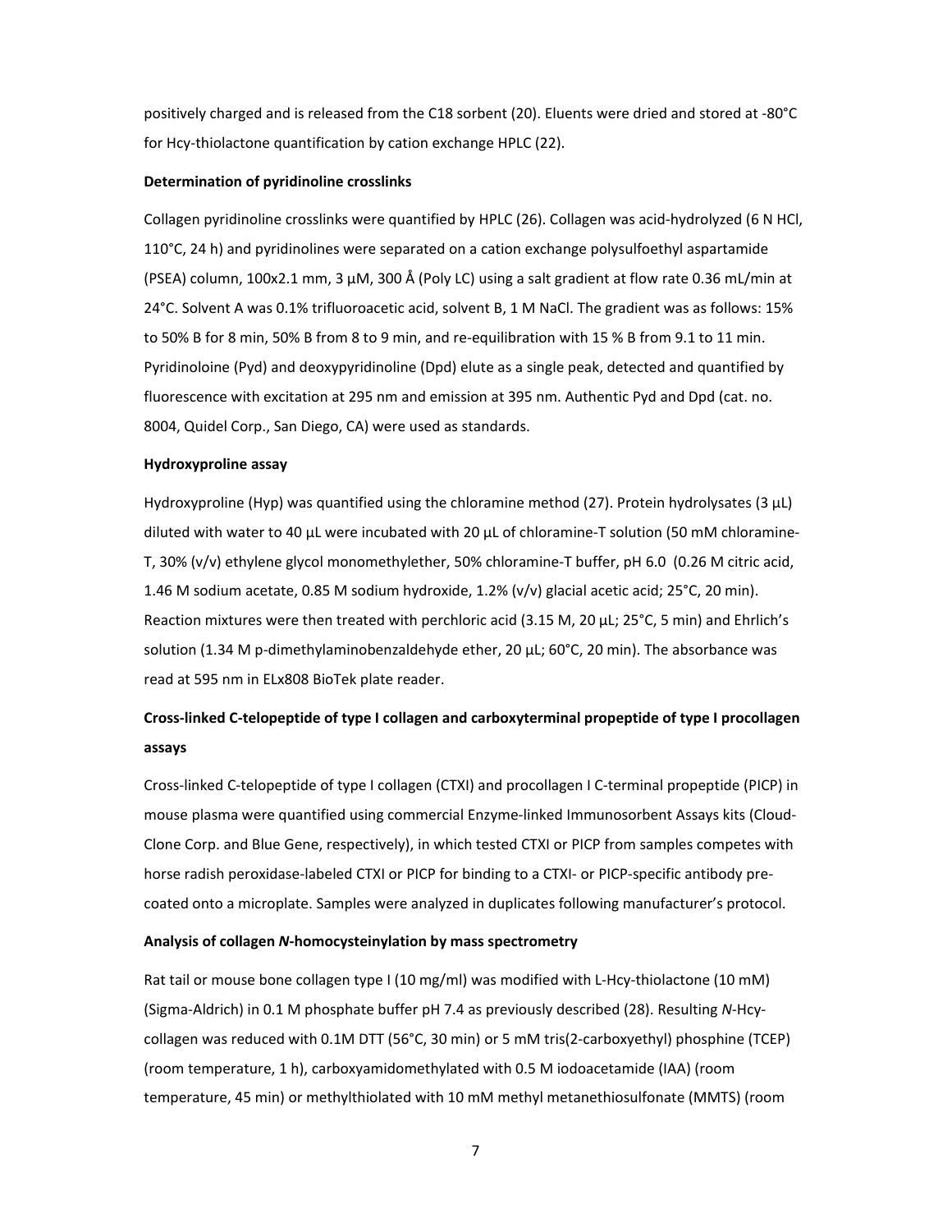positively charged and is released from the C18 sorbent (20). Eluents were dried and stored at -80°C for Hcy-thiolactone quantification by cation exchange HPLC (22).

**Determination of pyridinoline crosslinks**

Collagen pyridinoline crosslinks were quantified by HPLC (26). Collagen was acid-hydrolyzed (6 N HCl, 110°C, 24 h) and pyridinolines were separated on a cation exchange polysulfoethyl aspartamide (PSEA) column, 100x2.1 mm, 3 µM, 300 Å (Poly LC) using a salt gradient at flow rate 0.36 mL/min at 24°C. Solvent A was 0.1% trifluoroacetic acid, solvent B, 1 M NaCl. The gradient was as follows: 15% to 50% B for 8 min, 50% B from 8 to 9 min, and re-equilibration with 15 % B from 9.1 to 11 min. Pyridinoloine (Pyd) and deoxypyridinoline (Dpd) elute as a single peak, detected and quantified by fluorescence with excitation at 295 nm and emission at 395 nm. Authentic Pyd and Dpd (cat. no. 8004, Quidel Corp., San Diego, CA) were used as standards.

**Hydroxyproline assay**

Hydroxyproline (Hyp) was quantified using the chloramine method (27). Protein hydrolysates (3 µL) diluted with water to 40 µL were incubated with 20 µL of chloramine-T solution (50 mM chloramine-T, 30% (v/v) ethylene glycol monomethylether, 50% chloramine-T buffer, pH 6.0 (0.26 M citric acid, 1.46 M sodium acetate, 0.85 M sodium hydroxide, 1.2% (v/v) glacial acetic acid; 25°C, 20 min). Reaction mixtures were then treated with perchloric acid (3.15 M, 20 µL; 25°C, 5 min) and Ehrlich's solution (1.34 M p-dimethylaminobenzaldehyde ether, 20 µL; 60°C, 20 min). The absorbance was read at 595 nm in ELx808 BioTek plate reader.

**Cross-linked C-telopeptide of type I collagen and carboxyterminal propeptide of type I procollagen assays**

Cross-linked C-telopeptide of type I collagen (CTXI) and procollagen I C-terminal propeptide (PICP) in mouse plasma were quantified using commercial Enzyme-linked Immunosorbent Assays kits (Cloud-Clone Corp. and Blue Gene, respectively), in which tested CTXI or PICP from samples competes with horse radish peroxidase-labeled CTXI or PICP for binding to a CTXI- or PICP-specific antibody pre-coated onto a microplate. Samples were analyzed in duplicates following manufacturer's protocol.

**Analysis of collagen *N*-homocysteinylation by mass spectrometry**

Rat tail or mouse bone collagen type I (10 mg/ml) was modified with L-Hcy-thiolactone (10 mM) (Sigma-Aldrich) in 0.1 M phosphate buffer pH 7.4 as previously described (28). Resulting *N*-Hcy-collagen was reduced with 0.1M DTT (56°C, 30 min) or 5 mM tris(2-carboxyethyl) phosphine (TCEP) (room temperature, 1 h), carboxyamidomethylated with 0.5 M iodoacetamide (IAA) (room temperature, 45 min) or methylthiolated with 10 mM methyl metanethiosulfonate (MMTS) (room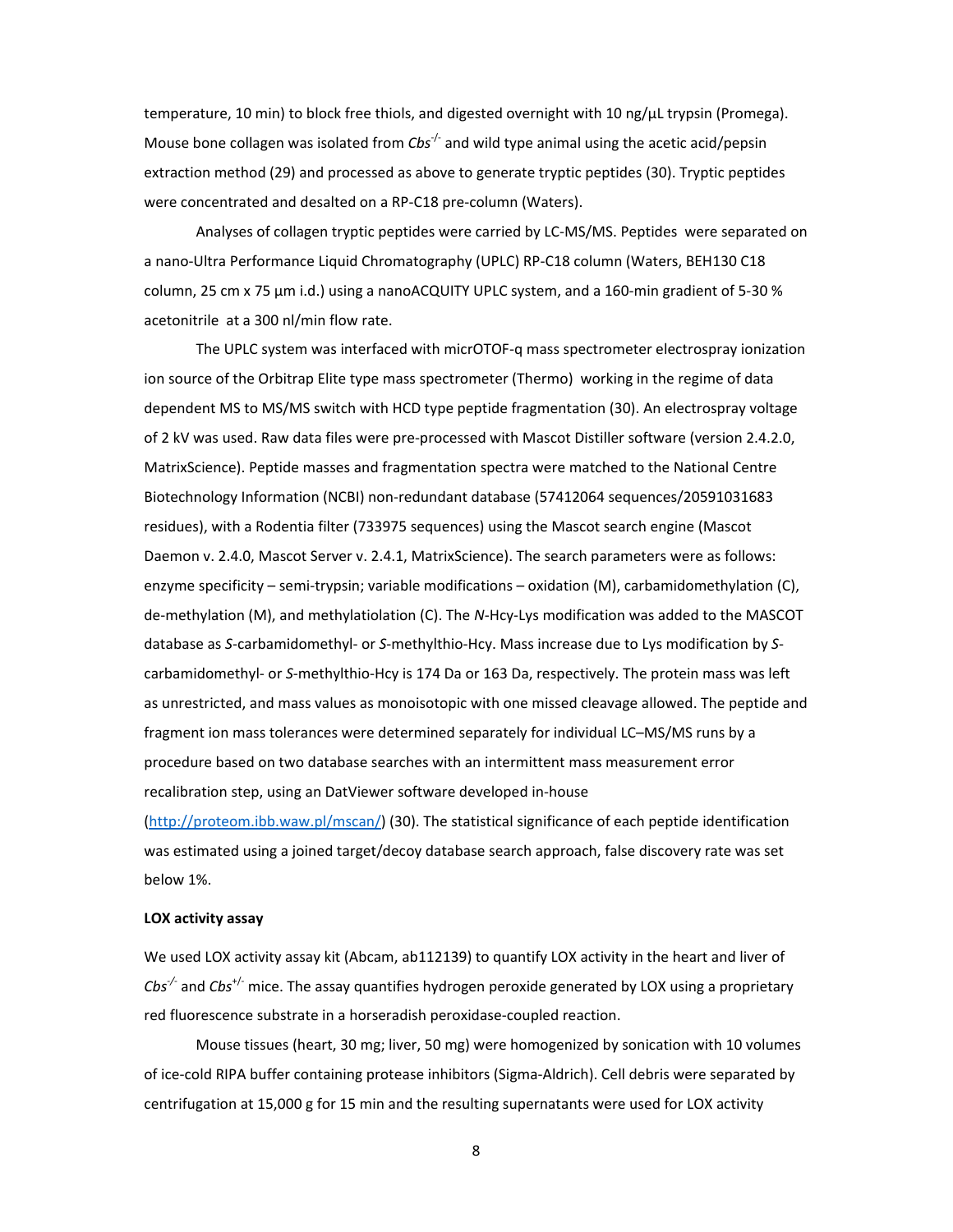temperature, 10 min) to block free thiols, and digested overnight with 10 ng/μL trypsin (Promega). Mouse bone collagen was isolated from *Cbs*$^{-/-}$ and wild type animal using the acetic acid/pepsin extraction method (29) and processed as above to generate tryptic peptides (30). Tryptic peptides were concentrated and desalted on a RP-C18 pre-column (Waters).

Analyses of collagen tryptic peptides were carried by LC-MS/MS. Peptides were separated on a nano-Ultra Performance Liquid Chromatography (UPLC) RP-C18 column (Waters, BEH130 C18 column, 25 cm x 75 μm i.d.) using a nanoACQUITY UPLC system, and a 160-min gradient of 5-30 % acetonitrile at a 300 nl/min flow rate.

The UPLC system was interfaced with micrOTOF-q mass spectrometer electrospray ionization ion source of the Orbitrap Elite type mass spectrometer (Thermo) working in the regime of data dependent MS to MS/MS switch with HCD type peptide fragmentation (30). An electrospray voltage of 2 kV was used. Raw data files were pre-processed with Mascot Distiller software (version 2.4.2.0, MatrixScience). Peptide masses and fragmentation spectra were matched to the National Centre Biotechnology Information (NCBI) non-redundant database (57412064 sequences/20591031683 residues), with a Rodentia filter (733975 sequences) using the Mascot search engine (Mascot Daemon v. 2.4.0, Mascot Server v. 2.4.1, MatrixScience). The search parameters were as follows: enzyme specificity – semi-trypsin; variable modifications – oxidation (M), carbamidomethylation (C), de-methylation (M), and methylatiolation (C). The *N*-Hcy-Lys modification was added to the MASCOT database as *S*-carbamidomethyl- or *S*-methylthio-Hcy. Mass increase due to Lys modification by *S*-carbamidomethyl- or *S*-methylthio-Hcy is 174 Da or 163 Da, respectively. The protein mass was left as unrestricted, and mass values as monoisotopic with one missed cleavage allowed. The peptide and fragment ion mass tolerances were determined separately for individual LC–MS/MS runs by a procedure based on two database searches with an intermittent mass measurement error recalibration step, using an DatViewer software developed in-house (http://proteom.ibb.waw.pl/mscan/) (30). The statistical significance of each peptide identification was estimated using a joined target/decoy database search approach, false discovery rate was set below 1%.

**LOX activity assay**

We used LOX activity assay kit (Abcam, ab112139) to quantify LOX activity in the heart and liver of *Cbs*$^{-/-}$ and *Cbs*$^{+/-}$ mice. The assay quantifies hydrogen peroxide generated by LOX using a proprietary red fluorescence substrate in a horseradish peroxidase-coupled reaction.

Mouse tissues (heart, 30 mg; liver, 50 mg) were homogenized by sonication with 10 volumes of ice-cold RIPA buffer containing protease inhibitors (Sigma-Aldrich). Cell debris were separated by centrifugation at 15,000 g for 15 min and the resulting supernatants were used for LOX activity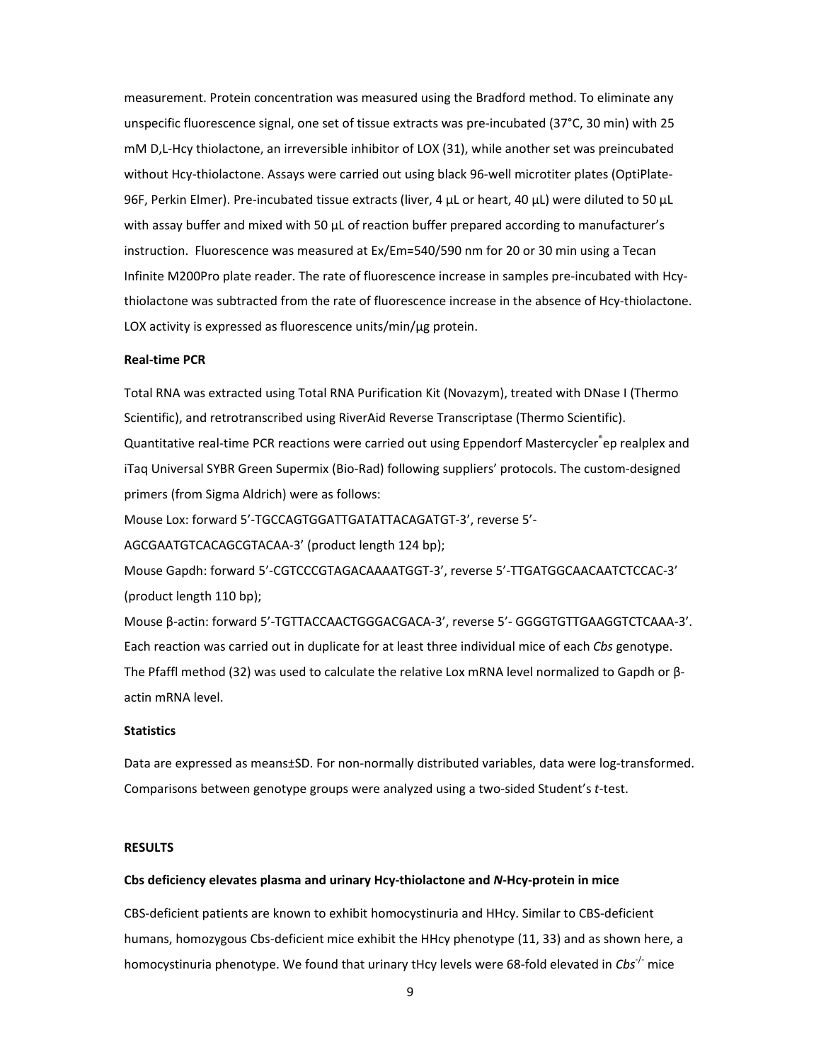measurement. Protein concentration was measured using the Bradford method. To eliminate any unspecific fluorescence signal, one set of tissue extracts was pre-incubated (37°C, 30 min) with 25 mM D,L-Hcy thiolactone, an irreversible inhibitor of LOX (31), while another set was preincubated without Hcy-thiolactone. Assays were carried out using black 96-well microtiter plates (OptiPlate-96F, Perkin Elmer). Pre-incubated tissue extracts (liver, 4 µL or heart, 40 µL) were diluted to 50 µL with assay buffer and mixed with 50 µL of reaction buffer prepared according to manufacturer's instruction. Fluorescence was measured at Ex/Em=540/590 nm for 20 or 30 min using a Tecan Infinite M200Pro plate reader. The rate of fluorescence increase in samples pre-incubated with Hcy-thiolactone was subtracted from the rate of fluorescence increase in the absence of Hcy-thiolactone. LOX activity is expressed as fluorescence units/min/µg protein.

### Real-time PCR

Total RNA was extracted using Total RNA Purification Kit (Novazym), treated with DNase I (Thermo Scientific), and retrotranscribed using RiverAid Reverse Transcriptase (Thermo Scientific). Quantitative real-time PCR reactions were carried out using Eppendorf Mastercycler® ep realplex and iTaq Universal SYBR Green Supermix (Bio-Rad) following suppliers' protocols. The custom-designed primers (from Sigma Aldrich) were as follows:

Mouse Lox: forward 5'-TGCCAGTGGATTGATATTACAGATGT-3', reverse 5'-AGCGAATGTCACAGCGTACAA-3' (product length 124 bp);

Mouse Gapdh: forward 5'-CGTCCCGTAGACAAAATGGT-3', reverse 5'-TTGATGGCAACAATCTCCAC-3' (product length 110 bp);

Mouse β-actin: forward 5'-TGTTACCAACTGGGACGACA-3', reverse 5'- GGGGTGTTGAAGGTCTCAAA-3'. Each reaction was carried out in duplicate for at least three individual mice of each *Cbs* genotype. The Pfaffl method (32) was used to calculate the relative Lox mRNA level normalized to Gapdh or β-actin mRNA level.

### Statistics

Data are expressed as means±SD. For non-normally distributed variables, data were log-transformed. Comparisons between genotype groups were analyzed using a two-sided Student's *t*-test.

## RESULTS

### Cbs deficiency elevates plasma and urinary Hcy-thiolactone and *N*-Hcy-protein in mice

CBS-deficient patients are known to exhibit homocystinuria and HHcy. Similar to CBS-deficient humans, homozygous Cbs-deficient mice exhibit the HHcy phenotype (11, 33) and as shown here, a homocystinuria phenotype. We found that urinary tHcy levels were 68-fold elevated in *Cbs*$^{-/-}$ mice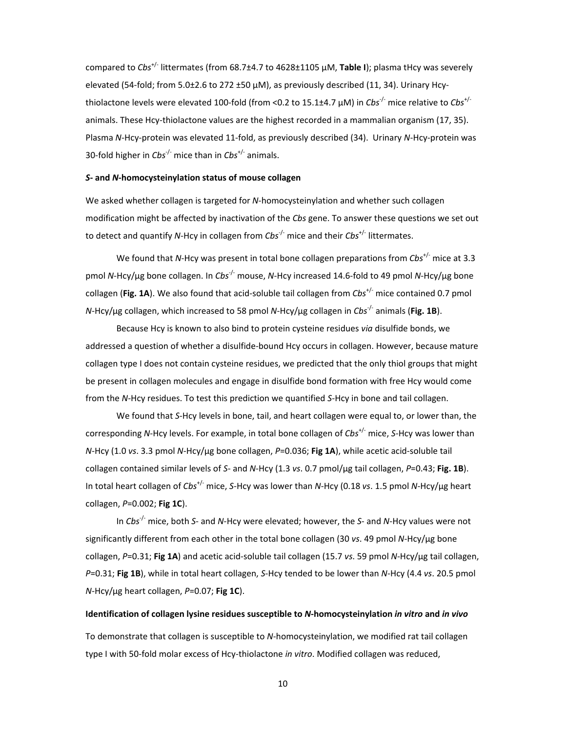compared to *Cbs*$^{+/-}$ littermates (from 68.7±4.7 to 4628±1105 μM, **Table I**); plasma tHcy was severely elevated (54-fold; from 5.0±2.6 to 272 ±50 μM), as previously described (11, 34). Urinary Hcy-thiolactone levels were elevated 100-fold (from <0.2 to 15.1±4.7 μM) in *Cbs*$^{-/-}$ mice relative to *Cbs*$^{+/-}$ animals. These Hcy-thiolactone values are the highest recorded in a mammalian organism (17, 35). Plasma *N*-Hcy-protein was elevated 11-fold, as previously described (34). Urinary *N*-Hcy-protein was 30-fold higher in *Cbs*$^{-/-}$ mice than in *Cbs*$^{+/-}$ animals.

#### *S*- and *N*-homocysteinylation status of mouse collagen

We asked whether collagen is targeted for *N*-homocysteinylation and whether such collagen modification might be affected by inactivation of the *Cbs* gene. To answer these questions we set out to detect and quantify *N*-Hcy in collagen from *Cbs*$^{-/-}$ mice and their *Cbs*$^{+/-}$ littermates.

We found that *N*-Hcy was present in total bone collagen preparations from *Cbs*$^{+/-}$ mice at 3.3 pmol *N*-Hcy/μg bone collagen. In *Cbs*$^{-/-}$ mouse, *N*-Hcy increased 14.6-fold to 49 pmol *N*-Hcy/μg bone collagen (**Fig. 1A**). We also found that acid-soluble tail collagen from *Cbs*$^{+/-}$ mice contained 0.7 pmol *N*-Hcy/μg collagen, which increased to 58 pmol *N*-Hcy/μg collagen in *Cbs*$^{-/-}$ animals (**Fig. 1B**).

Because Hcy is known to also bind to protein cysteine residues *via* disulfide bonds, we addressed a question of whether a disulfide-bound Hcy occurs in collagen. However, because mature collagen type I does not contain cysteine residues, we predicted that the only thiol groups that might be present in collagen molecules and engage in disulfide bond formation with free Hcy would come from the *N*-Hcy residues. To test this prediction we quantified *S*-Hcy in bone and tail collagen.

We found that *S*-Hcy levels in bone, tail, and heart collagen were equal to, or lower than, the corresponding *N*-Hcy levels. For example, in total bone collagen of *Cbs*$^{+/-}$ mice, *S*-Hcy was lower than *N*-Hcy (1.0 *vs*. 3.3 pmol *N*-Hcy/μg bone collagen, $P$=0.036; **Fig 1A**), while acetic acid-soluble tail collagen contained similar levels of *S*- and *N*-Hcy (1.3 *vs*. 0.7 pmol/μg tail collagen, $P$=0.43; **Fig. 1B**). In total heart collagen of *Cbs*$^{+/-}$ mice, *S*-Hcy was lower than *N*-Hcy (0.18 *vs*. 1.5 pmol *N*-Hcy/μg heart collagen, $P$=0.002; **Fig 1C**).

In *Cbs*$^{-/-}$ mice, both *S*- and *N*-Hcy were elevated; however, the *S*- and *N*-Hcy values were not significantly different from each other in the total bone collagen (30 *vs*. 49 pmol *N*-Hcy/μg bone collagen, $P$=0.31; **Fig 1A**) and acetic acid-soluble tail collagen (15.7 *vs*. 59 pmol *N*-Hcy/μg tail collagen, $P$=0.31; **Fig 1B**), while in total heart collagen, *S*-Hcy tended to be lower than *N*-Hcy (4.4 *vs*. 20.5 pmol *N*-Hcy/μg heart collagen, $P$=0.07; **Fig 1C**).

#### Identification of collagen lysine residues susceptible to *N*-homocysteinylation *in vitro* and *in vivo*

To demonstrate that collagen is susceptible to *N*-homocysteinylation, we modified rat tail collagen type I with 50-fold molar excess of Hcy-thiolactone *in vitro*. Modified collagen was reduced,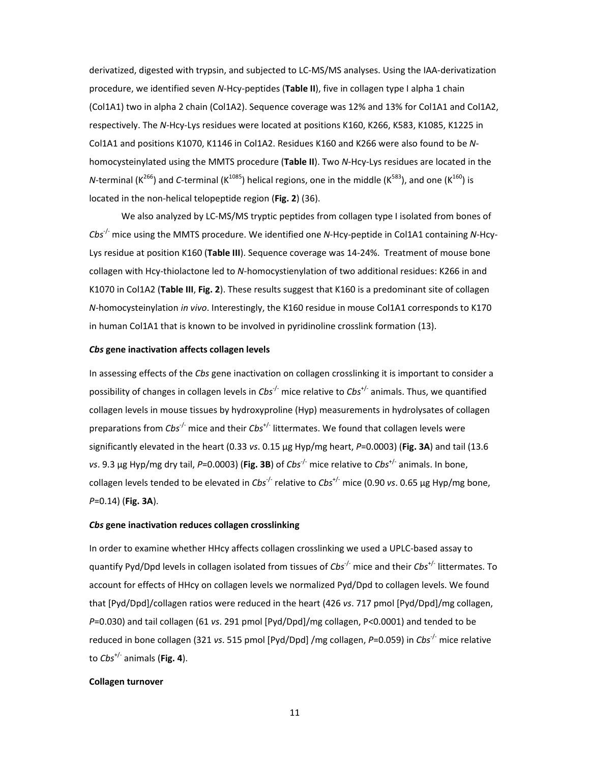derivatized, digested with trypsin, and subjected to LC-MS/MS analyses. Using the IAA-derivatization procedure, we identified seven *N*-Hcy-peptides (**Table II**), five in collagen type I alpha 1 chain (Col1A1) two in alpha 2 chain (Col1A2). Sequence coverage was 12% and 13% for Col1A1 and Col1A2, respectively. The *N*-Hcy-Lys residues were located at positions K160, K266, K583, K1085, K1225 in Col1A1 and positions K1070, K1146 in Col1A2. Residues K160 and K266 were also found to be *N*-homocysteinylated using the MMTS procedure (**Table II**). Two *N*-Hcy-Lys residues are located in the *N*-terminal ($K^{266}$) and *C*-terminal ($K^{1085}$) helical regions, one in the middle ($K^{583}$), and one ($K^{160}$) is located in the non-helical telopeptide region (**Fig. 2**) (36).

We also analyzed by LC-MS/MS tryptic peptides from collagen type I isolated from bones of $Cbs^{-/-}$ mice using the MMTS procedure. We identified one *N*-Hcy-peptide in Col1A1 containing *N*-Hcy-Lys residue at position K160 (**Table III**). Sequence coverage was 14-24%. Treatment of mouse bone collagen with Hcy-thiolactone led to *N*-homocystienylation of two additional residues: K266 in and K1070 in Col1A2 (**Table III**, **Fig. 2**). These results suggest that K160 is a predominant site of collagen *N*-homocysteinylation *in vivo*. Interestingly, the K160 residue in mouse Col1A1 corresponds to K170 in human Col1A1 that is known to be involved in pyridinoline crosslink formation (13).

#### *Cbs* gene inactivation affects collagen levels

In assessing effects of the *Cbs* gene inactivation on collagen crosslinking it is important to consider a possibility of changes in collagen levels in $Cbs^{-/-}$ mice relative to $Cbs^{+/-}$ animals. Thus, we quantified collagen levels in mouse tissues by hydroxyproline (Hyp) measurements in hydrolysates of collagen preparations from $Cbs^{-/-}$ mice and their $Cbs^{+/-}$ littermates. We found that collagen levels were significantly elevated in the heart (0.33 *vs*. 0.15 µg Hyp/mg heart, $P$=0.0003) (**Fig. 3A**) and tail (13.6 *vs*. 9.3 µg Hyp/mg dry tail, $P$=0.0003) (**Fig. 3B**) of $Cbs^{-/-}$ mice relative to $Cbs^{+/-}$ animals. In bone, collagen levels tended to be elevated in $Cbs^{-/-}$ relative to $Cbs^{+/-}$ mice (0.90 *vs*. 0.65 µg Hyp/mg bone, $P$=0.14) (**Fig. 3A**).

#### *Cbs* gene inactivation reduces collagen crosslinking

In order to examine whether HHcy affects collagen crosslinking we used a UPLC-based assay to quantify Pyd/Dpd levels in collagen isolated from tissues of $Cbs^{-/-}$ mice and their $Cbs^{+/-}$ littermates. To account for effects of HHcy on collagen levels we normalized Pyd/Dpd to collagen levels. We found that [Pyd/Dpd]/collagen ratios were reduced in the heart (426 *vs*. 717 pmol [Pyd/Dpd]/mg collagen, $P$=0.030) and tail collagen (61 *vs*. 291 pmol [Pyd/Dpd]/mg collagen, P<0.0001) and tended to be reduced in bone collagen (321 *vs*. 515 pmol [Pyd/Dpd] /mg collagen, $P$=0.059) in $Cbs^{-/-}$ mice relative to $Cbs^{+/-}$ animals (**Fig. 4**).

#### Collagen turnover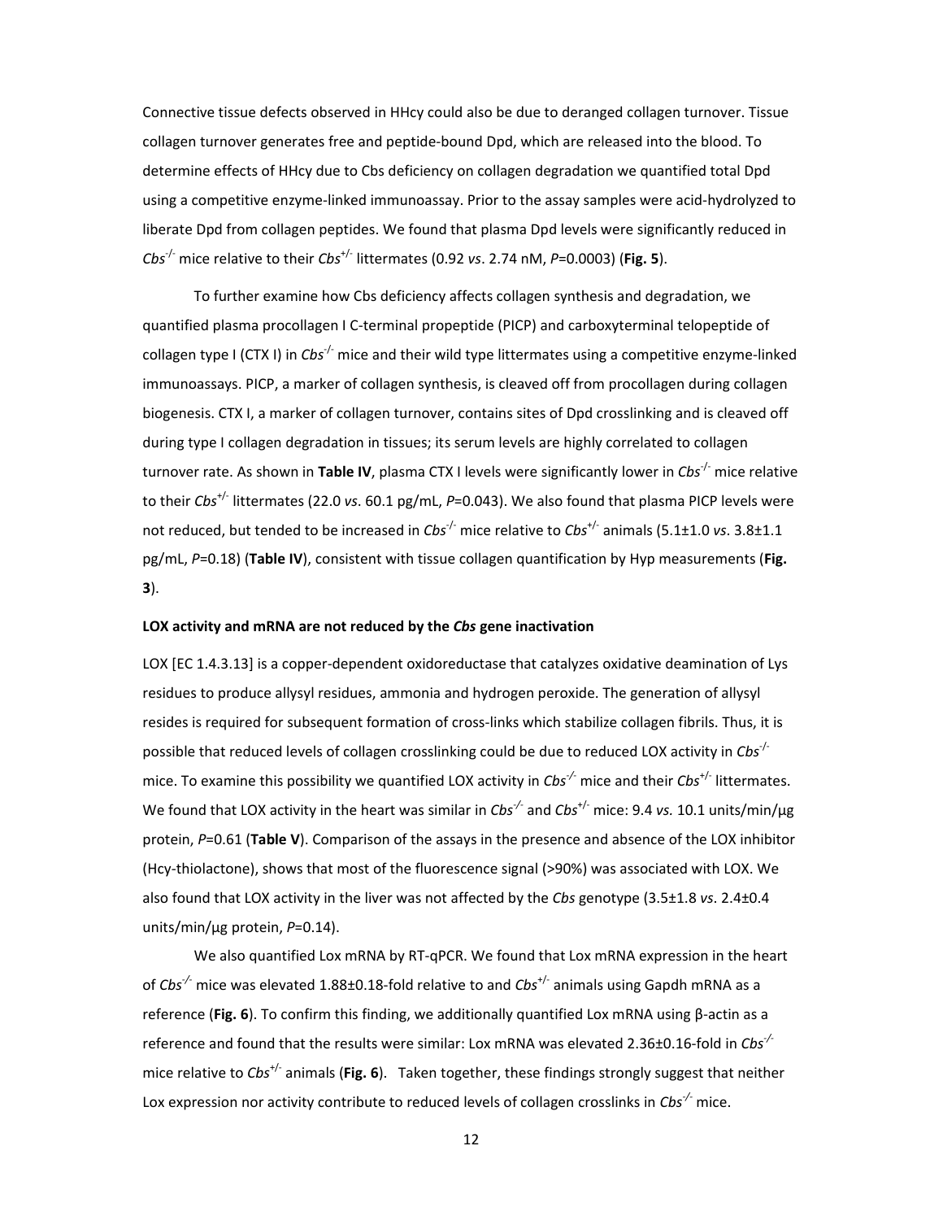Connective tissue defects observed in HHcy could also be due to deranged collagen turnover. Tissue collagen turnover generates free and peptide-bound Dpd, which are released into the blood. To determine effects of HHcy due to Cbs deficiency on collagen degradation we quantified total Dpd using a competitive enzyme-linked immunoassay. Prior to the assay samples were acid-hydrolyzed to liberate Dpd from collagen peptides. We found that plasma Dpd levels were significantly reduced in *Cbs*$^{-/-}$ mice relative to their *Cbs*$^{+/-}$ littermates (0.92 *vs*. 2.74 nM, *P*=0.0003) (**Fig. 5**).

To further examine how Cbs deficiency affects collagen synthesis and degradation, we quantified plasma procollagen I C-terminal propeptide (PICP) and carboxyterminal telopeptide of collagen type I (CTX I) in *Cbs*$^{-/-}$ mice and their wild type littermates using a competitive enzyme-linked immunoassays. PICP, a marker of collagen synthesis, is cleaved off from procollagen during collagen biogenesis. CTX I, a marker of collagen turnover, contains sites of Dpd crosslinking and is cleaved off during type I collagen degradation in tissues; its serum levels are highly correlated to collagen turnover rate. As shown in **Table IV**, plasma CTX I levels were significantly lower in *Cbs*$^{-/-}$ mice relative to their *Cbs*$^{+/-}$ littermates (22.0 *vs*. 60.1 pg/mL, *P*=0.043). We also found that plasma PICP levels were not reduced, but tended to be increased in *Cbs*$^{-/-}$ mice relative to *Cbs*$^{+/-}$ animals (5.1±1.0 *vs*. 3.8±1.1 pg/mL, *P*=0.18) (**Table IV**), consistent with tissue collagen quantification by Hyp measurements (**Fig. 3**).

**LOX activity and mRNA are not reduced by the *Cbs* gene inactivation**

LOX [EC 1.4.3.13] is a copper-dependent oxidoreductase that catalyzes oxidative deamination of Lys residues to produce allysyl residues, ammonia and hydrogen peroxide. The generation of allysyl resides is required for subsequent formation of cross-links which stabilize collagen fibrils. Thus, it is possible that reduced levels of collagen crosslinking could be due to reduced LOX activity in *Cbs*$^{-/-}$ mice. To examine this possibility we quantified LOX activity in *Cbs*$^{-/-}$ mice and their *Cbs*$^{+/-}$ littermates. We found that LOX activity in the heart was similar in *Cbs*$^{-/-}$ and *Cbs*$^{+/-}$ mice: 9.4 *vs.* 10.1 units/min/µg protein, *P*=0.61 (**Table V**). Comparison of the assays in the presence and absence of the LOX inhibitor (Hcy-thiolactone), shows that most of the fluorescence signal (>90%) was associated with LOX. We also found that LOX activity in the liver was not affected by the *Cbs* genotype (3.5±1.8 *vs*. 2.4±0.4 units/min/µg protein, *P*=0.14).

We also quantified Lox mRNA by RT-qPCR. We found that Lox mRNA expression in the heart of *Cbs*$^{-/-}$ mice was elevated 1.88±0.18-fold relative to and *Cbs*$^{+/-}$ animals using Gapdh mRNA as a reference (**Fig. 6**). To confirm this finding, we additionally quantified Lox mRNA using β-actin as a reference and found that the results were similar: Lox mRNA was elevated 2.36±0.16-fold in *Cbs*$^{-/-}$ mice relative to *Cbs*$^{+/-}$ animals (**Fig. 6**). Taken together, these findings strongly suggest that neither Lox expression nor activity contribute to reduced levels of collagen crosslinks in *Cbs*$^{-/-}$ mice.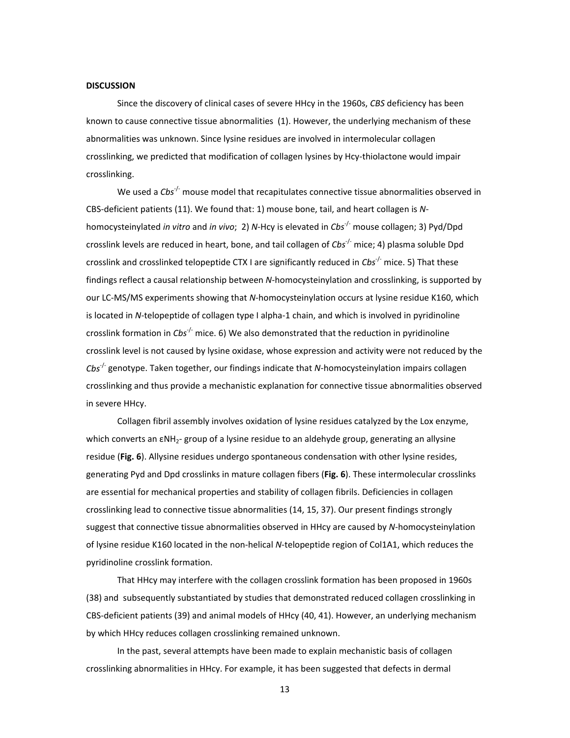**DISCUSSION**

Since the discovery of clinical cases of severe HHcy in the 1960s, *CBS* deficiency has been known to cause connective tissue abnormalities (1). However, the underlying mechanism of these abnormalities was unknown. Since lysine residues are involved in intermolecular collagen crosslinking, we predicted that modification of collagen lysines by Hcy-thiolactone would impair crosslinking.

We used a $Cbs^{-/-}$ mouse model that recapitulates connective tissue abnormalities observed in CBS-deficient patients (11). We found that: 1) mouse bone, tail, and heart collagen is *N*-homocysteinylated *in vitro* and *in vivo*; 2) *N*-Hcy is elevated in $Cbs^{-/-}$ mouse collagen; 3) Pyd/Dpd crosslink levels are reduced in heart, bone, and tail collagen of $Cbs^{-/-}$ mice; 4) plasma soluble Dpd crosslink and crosslinked telopeptide CTX I are significantly reduced in $Cbs^{-/-}$ mice. 5) That these findings reflect a causal relationship between *N*-homocysteinylation and crosslinking, is supported by our LC-MS/MS experiments showing that *N*-homocysteinylation occurs at lysine residue K160, which is located in *N*-telopeptide of collagen type I alpha-1 chain, and which is involved in pyridinoline crosslink formation in $Cbs^{-/-}$ mice. 6) We also demonstrated that the reduction in pyridinoline crosslink level is not caused by lysine oxidase, whose expression and activity were not reduced by the $Cbs^{-/-}$ genotype. Taken together, our findings indicate that *N*-homocysteinylation impairs collagen crosslinking and thus provide a mechanistic explanation for connective tissue abnormalities observed in severe HHcy.

Collagen fibril assembly involves oxidation of lysine residues catalyzed by the Lox enzyme, which converts an $\varepsilon NH_2$- group of a lysine residue to an aldehyde group, generating an allysine residue (**Fig. 6**). Allysine residues undergo spontaneous condensation with other lysine resides, generating Pyd and Dpd crosslinks in mature collagen fibers (**Fig. 6**). These intermolecular crosslinks are essential for mechanical properties and stability of collagen fibrils. Deficiencies in collagen crosslinking lead to connective tissue abnormalities (14, 15, 37). Our present findings strongly suggest that connective tissue abnormalities observed in HHcy are caused by *N*-homocysteinylation of lysine residue K160 located in the non-helical *N*-telopeptide region of Col1A1, which reduces the pyridinoline crosslink formation.

That HHcy may interfere with the collagen crosslink formation has been proposed in 1960s (38) and subsequently substantiated by studies that demonstrated reduced collagen crosslinking in CBS-deficient patients (39) and animal models of HHcy (40, 41). However, an underlying mechanism by which HHcy reduces collagen crosslinking remained unknown.

In the past, several attempts have been made to explain mechanistic basis of collagen crosslinking abnormalities in HHcy. For example, it has been suggested that defects in dermal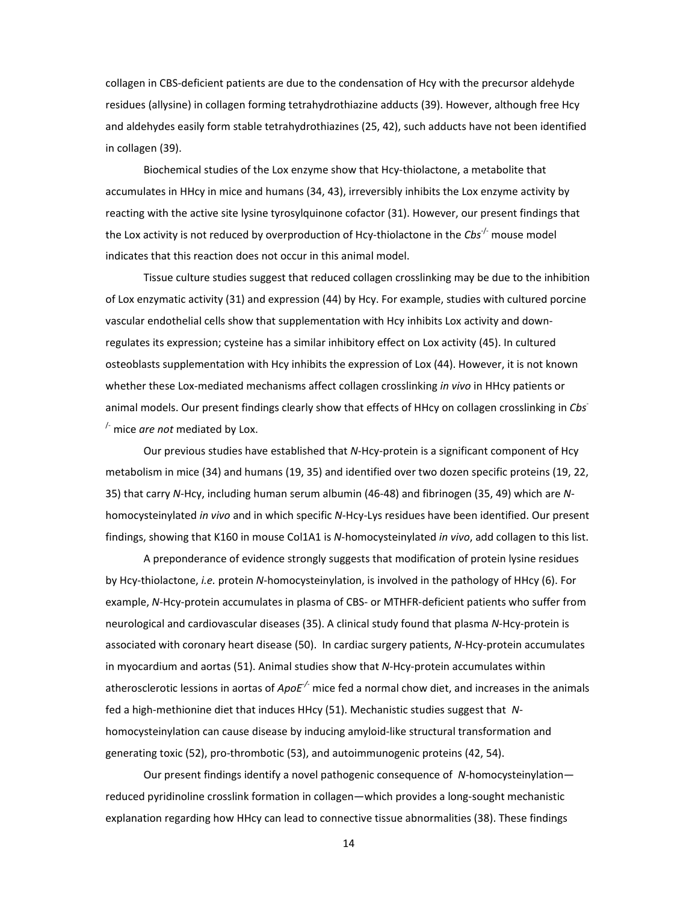collagen in CBS-deficient patients are due to the condensation of Hcy with the precursor aldehyde residues (allysine) in collagen forming tetrahydrothiazine adducts (39). However, although free Hcy and aldehydes easily form stable tetrahydrothiazines (25, 42), such adducts have not been identified in collagen (39).

Biochemical studies of the Lox enzyme show that Hcy-thiolactone, a metabolite that accumulates in HHcy in mice and humans (34, 43), irreversibly inhibits the Lox enzyme activity by reacting with the active site lysine tyrosylquinone cofactor (31). However, our present findings that the Lox activity is not reduced by overproduction of Hcy-thiolactone in the *Cbs*$^{-/-}$ mouse model indicates that this reaction does not occur in this animal model.

Tissue culture studies suggest that reduced collagen crosslinking may be due to the inhibition of Lox enzymatic activity (31) and expression (44) by Hcy. For example, studies with cultured porcine vascular endothelial cells show that supplementation with Hcy inhibits Lox activity and down-regulates its expression; cysteine has a similar inhibitory effect on Lox activity (45). In cultured osteoblasts supplementation with Hcy inhibits the expression of Lox (44). However, it is not known whether these Lox-mediated mechanisms affect collagen crosslinking *in vivo* in HHcy patients or animal models. Our present findings clearly show that effects of HHcy on collagen crosslinking in *Cbs*$^{-/-}$ mice *are not* mediated by Lox.

Our previous studies have established that *N*-Hcy-protein is a significant component of Hcy metabolism in mice (34) and humans (19, 35) and identified over two dozen specific proteins (19, 22, 35) that carry *N*-Hcy, including human serum albumin (46-48) and fibrinogen (35, 49) which are *N*-homocysteinylated *in vivo* and in which specific *N*-Hcy-Lys residues have been identified. Our present findings, showing that K160 in mouse Col1A1 is *N*-homocysteinylated *in vivo*, add collagen to this list.

A preponderance of evidence strongly suggests that modification of protein lysine residues by Hcy-thiolactone, *i.e.* protein *N*-homocysteinylation, is involved in the pathology of HHcy (6). For example, *N*-Hcy-protein accumulates in plasma of CBS- or MTHFR-deficient patients who suffer from neurological and cardiovascular diseases (35). A clinical study found that plasma *N*-Hcy-protein is associated with coronary heart disease (50). In cardiac surgery patients, *N*-Hcy-protein accumulates in myocardium and aortas (51). Animal studies show that *N*-Hcy-protein accumulates within atherosclerotic lessions in aortas of *ApoE*$^{-/-}$ mice fed a normal chow diet, and increases in the animals fed a high-methionine diet that induces HHcy (51). Mechanistic studies suggest that *N*-homocysteinylation can cause disease by inducing amyloid-like structural transformation and generating toxic (52), pro-thrombotic (53), and autoimmunogenic proteins (42, 54).

Our present findings identify a novel pathogenic consequence of *N*-homocysteinylation—reduced pyridinoline crosslink formation in collagen—which provides a long-sought mechanistic explanation regarding how HHcy can lead to connective tissue abnormalities (38). These findings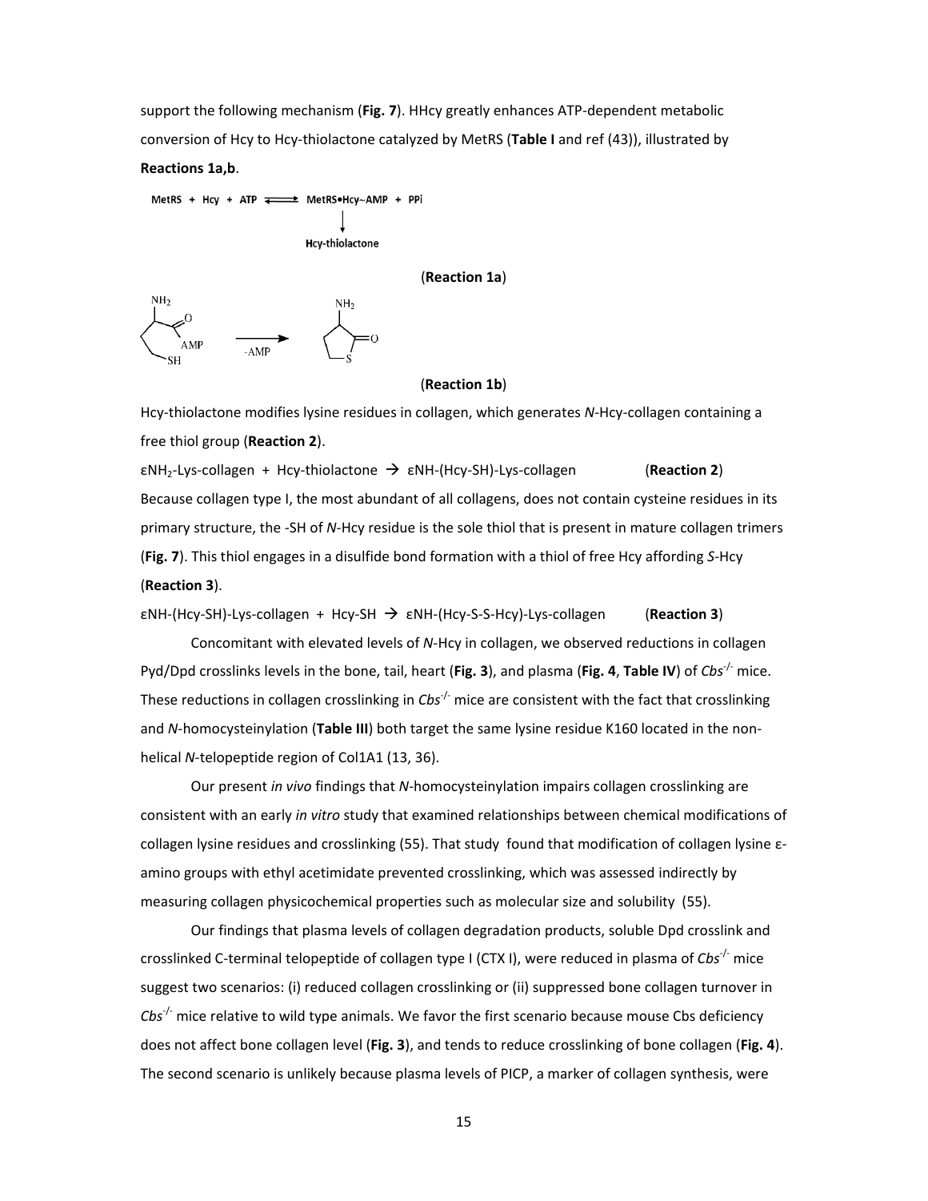support the following mechanism (**Fig. 7**). HHcy greatly enhances ATP-dependent metabolic conversion of Hcy to Hcy-thiolactone catalyzed by MetRS (**Table I** and ref (43)), illustrated by **Reactions 1a,b**.

$$\text{MetRS + Hcy + ATP} \rightleftharpoons \text{MetRS}\bullet\text{Hcy}\sim\text{AMP + PPi} \rightarrow \text{Hcy-thiolactone}$$

(**Reaction 1a**)

$$\text{Hcy}\sim\text{AMP} \xrightarrow{-\text{AMP}} \text{Hcy-thiolactone}$$

(**Reaction 1b**)

Hcy-thiolactone modifies lysine residues in collagen, which generates *N*-Hcy-collagen containing a free thiol group (**Reaction 2**).

ε$NH_2$-Lys-collagen + Hcy-thiolactone → εNH-(Hcy-SH)-Lys-collagen (**Reaction 2**)

Because collagen type I, the most abundant of all collagens, does not contain cysteine residues in its primary structure, the -SH of *N*-Hcy residue is the sole thiol that is present in mature collagen trimers (**Fig. 7**). This thiol engages in a disulfide bond formation with a thiol of free Hcy affording *S*-Hcy (**Reaction 3**).

εNH-(Hcy-SH)-Lys-collagen + Hcy-SH → εNH-(Hcy-S-S-Hcy)-Lys-collagen (**Reaction 3**)

Concomitant with elevated levels of *N*-Hcy in collagen, we observed reductions in collagen Pyd/Dpd crosslinks levels in the bone, tail, heart (**Fig. 3**), and plasma (**Fig. 4**, **Table IV**) of *Cbs*$^{-/-}$ mice. These reductions in collagen crosslinking in *Cbs*$^{-/-}$ mice are consistent with the fact that crosslinking and *N*-homocysteinylation (**Table III**) both target the same lysine residue K160 located in the non-helical *N*-telopeptide region of Col1A1 (13, 36).

Our present *in vivo* findings that *N*-homocysteinylation impairs collagen crosslinking are consistent with an early *in vitro* study that examined relationships between chemical modifications of collagen lysine residues and crosslinking (55). That study found that modification of collagen lysine ε-amino groups with ethyl acetimidate prevented crosslinking, which was assessed indirectly by measuring collagen physicochemical properties such as molecular size and solubility (55).

Our findings that plasma levels of collagen degradation products, soluble Dpd crosslink and crosslinked C-terminal telopeptide of collagen type I (CTX I), were reduced in plasma of *Cbs*$^{-/-}$ mice suggest two scenarios: (i) reduced collagen crosslinking or (ii) suppressed bone collagen turnover in *Cbs*$^{-/-}$ mice relative to wild type animals. We favor the first scenario because mouse Cbs deficiency does not affect bone collagen level (**Fig. 3**), and tends to reduce crosslinking of bone collagen (**Fig. 4**). The second scenario is unlikely because plasma levels of PICP, a marker of collagen synthesis, were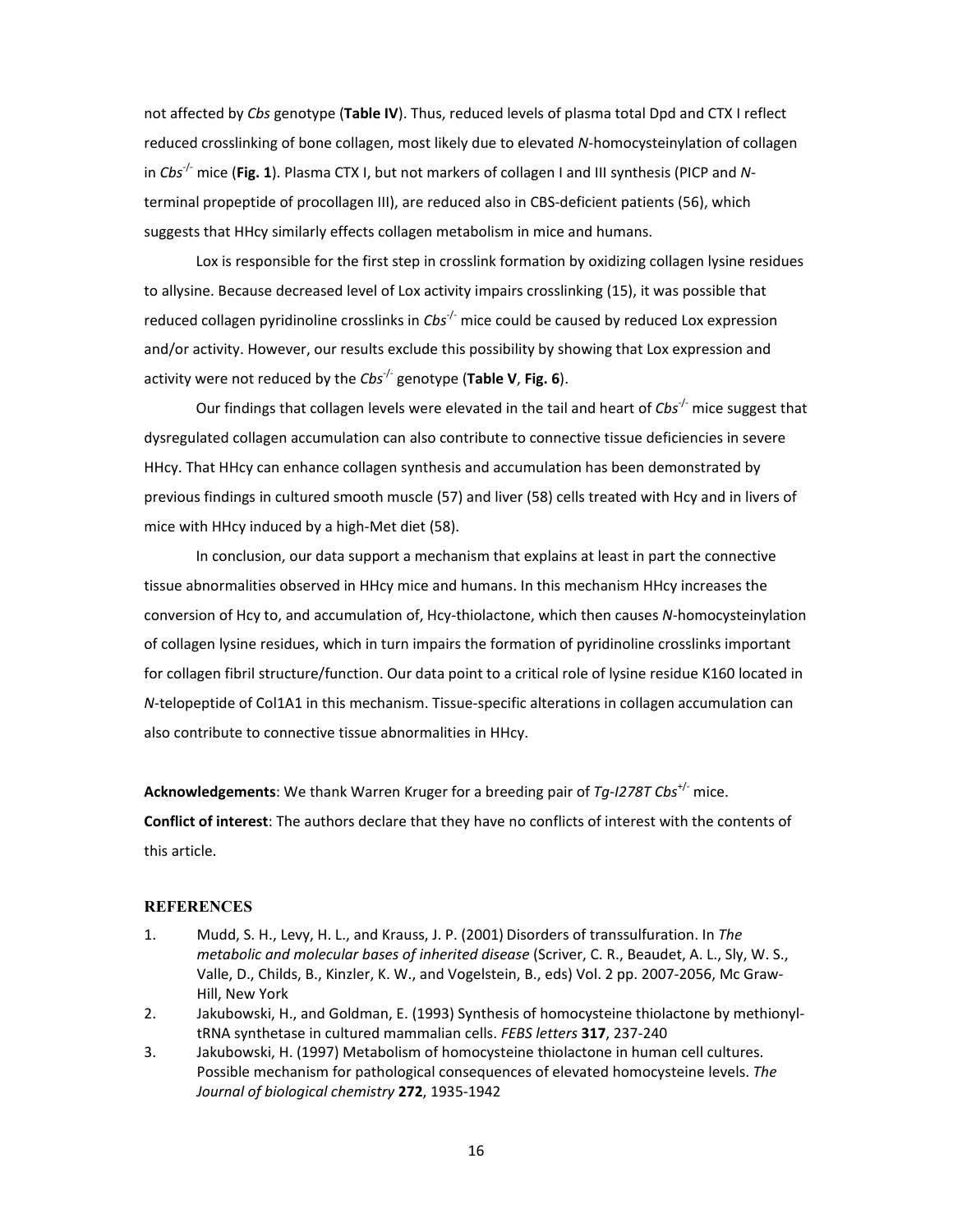not affected by *Cbs* genotype (**Table IV**). Thus, reduced levels of plasma total Dpd and CTX I reflect reduced crosslinking of bone collagen, most likely due to elevated *N*-homocysteinylation of collagen in *Cbs*$^{-/-}$ mice (**Fig. 1**). Plasma CTX I, but not markers of collagen I and III synthesis (PICP and *N*-terminal propeptide of procollagen III), are reduced also in CBS-deficient patients (56), which suggests that HHcy similarly effects collagen metabolism in mice and humans.

Lox is responsible for the first step in crosslink formation by oxidizing collagen lysine residues to allysine. Because decreased level of Lox activity impairs crosslinking (15), it was possible that reduced collagen pyridinoline crosslinks in *Cbs*$^{-/-}$ mice could be caused by reduced Lox expression and/or activity. However, our results exclude this possibility by showing that Lox expression and activity were not reduced by the *Cbs*$^{-/-}$ genotype (**Table V**, **Fig. 6**).

Our findings that collagen levels were elevated in the tail and heart of *Cbs*$^{-/-}$ mice suggest that dysregulated collagen accumulation can also contribute to connective tissue deficiencies in severe HHcy. That HHcy can enhance collagen synthesis and accumulation has been demonstrated by previous findings in cultured smooth muscle (57) and liver (58) cells treated with Hcy and in livers of mice with HHcy induced by a high-Met diet (58).

In conclusion, our data support a mechanism that explains at least in part the connective tissue abnormalities observed in HHcy mice and humans. In this mechanism HHcy increases the conversion of Hcy to, and accumulation of, Hcy-thiolactone, which then causes *N*-homocysteinylation of collagen lysine residues, which in turn impairs the formation of pyridinoline crosslinks important for collagen fibril structure/function. Our data point to a critical role of lysine residue K160 located in *N*-telopeptide of Col1A1 in this mechanism. Tissue-specific alterations in collagen accumulation can also contribute to connective tissue abnormalities in HHcy.

**Acknowledgements**: We thank Warren Kruger for a breeding pair of *Tg-I278T Cbs*$^{+/-}$ mice.

**Conflict of interest**: The authors declare that they have no conflicts of interest with the contents of this article.

## REFERENCES

1. Mudd, S. H., Levy, H. L., and Krauss, J. P. (2001) Disorders of transsulfuration. In *The metabolic and molecular bases of inherited disease* (Scriver, C. R., Beaudet, A. L., Sly, W. S., Valle, D., Childs, B., Kinzler, K. W., and Vogelstein, B., eds) Vol. 2 pp. 2007-2056, Mc Graw-Hill, New York
2. Jakubowski, H., and Goldman, E. (1993) Synthesis of homocysteine thiolactone by methionyl-tRNA synthetase in cultured mammalian cells. *FEBS letters* **317**, 237-240
3. Jakubowski, H. (1997) Metabolism of homocysteine thiolactone in human cell cultures. Possible mechanism for pathological consequences of elevated homocysteine levels. *The Journal of biological chemistry* **272**, 1935-1942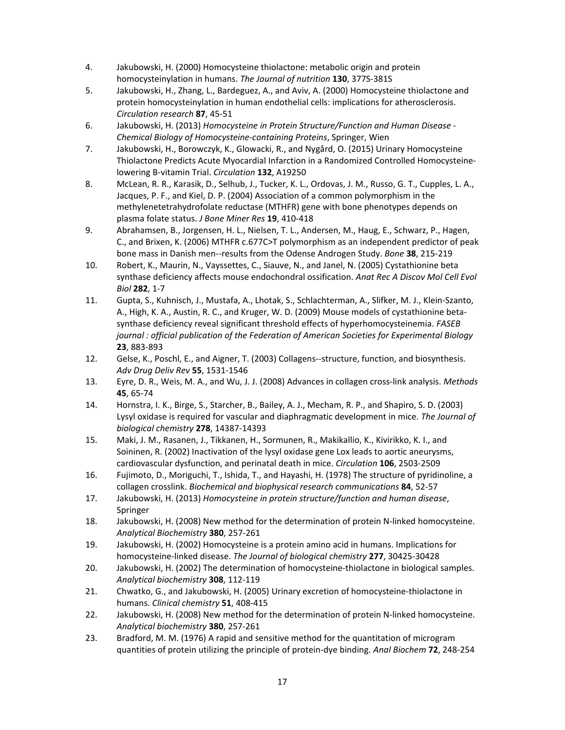4. Jakubowski, H. (2000) Homocysteine thiolactone: metabolic origin and protein homocysteinylation in humans. *The Journal of nutrition* **130**, 377S-381S
5. Jakubowski, H., Zhang, L., Bardeguez, A., and Aviv, A. (2000) Homocysteine thiolactone and protein homocysteinylation in human endothelial cells: implications for atherosclerosis. *Circulation research* **87**, 45-51
6. Jakubowski, H. (2013) *Homocysteine in Protein Structure/Function and Human Disease - Chemical Biology of Homocysteine-containing Proteins*, Springer, Wien
7. Jakubowski, H., Borowczyk, K., Glowacki, R., and Nygård, O. (2015) Urinary Homocysteine Thiolactone Predicts Acute Myocardial Infarction in a Randomized Controlled Homocysteine-lowering B-vitamin Trial. *Circulation* **132**, A19250
8. McLean, R. R., Karasik, D., Selhub, J., Tucker, K. L., Ordovas, J. M., Russo, G. T., Cupples, L. A., Jacques, P. F., and Kiel, D. P. (2004) Association of a common polymorphism in the methylenetetrahydrofolate reductase (MTHFR) gene with bone phenotypes depends on plasma folate status. *J Bone Miner Res* **19**, 410-418
9. Abrahamsen, B., Jorgensen, H. L., Nielsen, T. L., Andersen, M., Haug, E., Schwarz, P., Hagen, C., and Brixen, K. (2006) MTHFR c.677C>T polymorphism as an independent predictor of peak bone mass in Danish men--results from the Odense Androgen Study. *Bone* **38**, 215-219
10. Robert, K., Maurin, N., Vayssettes, C., Siauve, N., and Janel, N. (2005) Cystathionine beta synthase deficiency affects mouse endochondral ossification. *Anat Rec A Discov Mol Cell Evol Biol* **282**, 1-7
11. Gupta, S., Kuhnisch, J., Mustafa, A., Lhotak, S., Schlachterman, A., Slifker, M. J., Klein-Szanto, A., High, K. A., Austin, R. C., and Kruger, W. D. (2009) Mouse models of cystathionine beta-synthase deficiency reveal significant threshold effects of hyperhomocysteinemia. *FASEB journal : official publication of the Federation of American Societies for Experimental Biology* **23**, 883-893
12. Gelse, K., Poschl, E., and Aigner, T. (2003) Collagens--structure, function, and biosynthesis. *Adv Drug Deliv Rev* **55**, 1531-1546
13. Eyre, D. R., Weis, M. A., and Wu, J. J. (2008) Advances in collagen cross-link analysis. *Methods* **45**, 65-74
14. Hornstra, I. K., Birge, S., Starcher, B., Bailey, A. J., Mecham, R. P., and Shapiro, S. D. (2003) Lysyl oxidase is required for vascular and diaphragmatic development in mice. *The Journal of biological chemistry* **278**, 14387-14393
15. Maki, J. M., Rasanen, J., Tikkanen, H., Sormunen, R., Makikallio, K., Kivirikko, K. I., and Soininen, R. (2002) Inactivation of the lysyl oxidase gene Lox leads to aortic aneurysms, cardiovascular dysfunction, and perinatal death in mice. *Circulation* **106**, 2503-2509
16. Fujimoto, D., Moriguchi, T., Ishida, T., and Hayashi, H. (1978) The structure of pyridinoline, a collagen crosslink. *Biochemical and biophysical research communications* **84**, 52-57
17. Jakubowski, H. (2013) *Homocysteine in protein structure/function and human disease*, Springer
18. Jakubowski, H. (2008) New method for the determination of protein N-linked homocysteine. *Analytical Biochemistry* **380**, 257-261
19. Jakubowski, H. (2002) Homocysteine is a protein amino acid in humans. Implications for homocysteine-linked disease. *The Journal of biological chemistry* **277**, 30425-30428
20. Jakubowski, H. (2002) The determination of homocysteine-thiolactone in biological samples. *Analytical biochemistry* **308**, 112-119
21. Chwatko, G., and Jakubowski, H. (2005) Urinary excretion of homocysteine-thiolactone in humans. *Clinical chemistry* **51**, 408-415
22. Jakubowski, H. (2008) New method for the determination of protein N-linked homocysteine. *Analytical biochemistry* **380**, 257-261
23. Bradford, M. M. (1976) A rapid and sensitive method for the quantitation of microgram quantities of protein utilizing the principle of protein-dye binding. *Anal Biochem* **72**, 248-254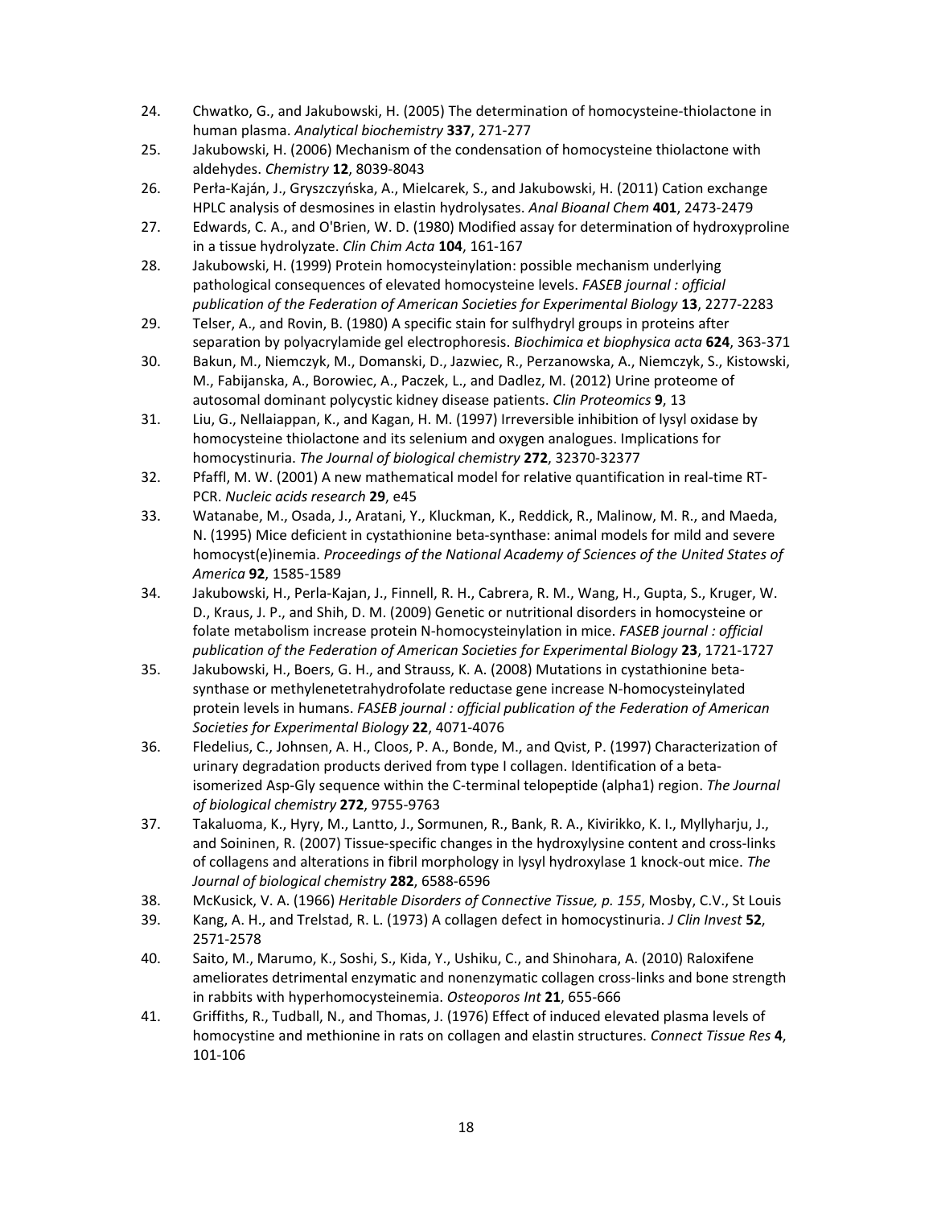24. Chwatko, G., and Jakubowski, H. (2005) The determination of homocysteine-thiolactone in human plasma. *Analytical biochemistry* **337**, 271-277
25. Jakubowski, H. (2006) Mechanism of the condensation of homocysteine thiolactone with aldehydes. *Chemistry* **12**, 8039-8043
26. Perła-Kaján, J., Gryszczyńska, A., Mielcarek, S., and Jakubowski, H. (2011) Cation exchange HPLC analysis of desmosines in elastin hydrolysates. *Anal Bioanal Chem* **401**, 2473-2479
27. Edwards, C. A., and O'Brien, W. D. (1980) Modified assay for determination of hydroxyproline in a tissue hydrolyzate. *Clin Chim Acta* **104**, 161-167
28. Jakubowski, H. (1999) Protein homocysteinylation: possible mechanism underlying pathological consequences of elevated homocysteine levels. *FASEB journal : official publication of the Federation of American Societies for Experimental Biology* **13**, 2277-2283
29. Telser, A., and Rovin, B. (1980) A specific stain for sulfhydryl groups in proteins after separation by polyacrylamide gel electrophoresis. *Biochimica et biophysica acta* **624**, 363-371
30. Bakun, M., Niemczyk, M., Domanski, D., Jazwiec, R., Perzanowska, A., Niemczyk, S., Kistowski, M., Fabijanska, A., Borowiec, A., Paczek, L., and Dadlez, M. (2012) Urine proteome of autosomal dominant polycystic kidney disease patients. *Clin Proteomics* **9**, 13
31. Liu, G., Nellaiappan, K., and Kagan, H. M. (1997) Irreversible inhibition of lysyl oxidase by homocysteine thiolactone and its selenium and oxygen analogues. Implications for homocystinuria. *The Journal of biological chemistry* **272**, 32370-32377
32. Pfaffl, M. W. (2001) A new mathematical model for relative quantification in real-time RT-PCR. *Nucleic acids research* **29**, e45
33. Watanabe, M., Osada, J., Aratani, Y., Kluckman, K., Reddick, R., Malinow, M. R., and Maeda, N. (1995) Mice deficient in cystathionine beta-synthase: animal models for mild and severe homocyst(e)inemia. *Proceedings of the National Academy of Sciences of the United States of America* **92**, 1585-1589
34. Jakubowski, H., Perla-Kajan, J., Finnell, R. H., Cabrera, R. M., Wang, H., Gupta, S., Kruger, W. D., Kraus, J. P., and Shih, D. M. (2009) Genetic or nutritional disorders in homocysteine or folate metabolism increase protein N-homocysteinylation in mice. *FASEB journal : official publication of the Federation of American Societies for Experimental Biology* **23**, 1721-1727
35. Jakubowski, H., Boers, G. H., and Strauss, K. A. (2008) Mutations in cystathionine beta-synthase or methylenetetrahydrofolate reductase gene increase N-homocysteinylated protein levels in humans. *FASEB journal : official publication of the Federation of American Societies for Experimental Biology* **22**, 4071-4076
36. Fledelius, C., Johnsen, A. H., Cloos, P. A., Bonde, M., and Qvist, P. (1997) Characterization of urinary degradation products derived from type I collagen. Identification of a beta-isomerized Asp-Gly sequence within the C-terminal telopeptide (alpha1) region. *The Journal of biological chemistry* **272**, 9755-9763
37. Takaluoma, K., Hyry, M., Lantto, J., Sormunen, R., Bank, R. A., Kivirikko, K. I., Myllyharju, J., and Soininen, R. (2007) Tissue-specific changes in the hydroxylysine content and cross-links of collagens and alterations in fibril morphology in lysyl hydroxylase 1 knock-out mice. *The Journal of biological chemistry* **282**, 6588-6596
38. McKusick, V. A. (1966) *Heritable Disorders of Connective Tissue, p. 155*, Mosby, C.V., St Louis
39. Kang, A. H., and Trelstad, R. L. (1973) A collagen defect in homocystinuria. *J Clin Invest* **52**, 2571-2578
40. Saito, M., Marumo, K., Soshi, S., Kida, Y., Ushiku, C., and Shinohara, A. (2010) Raloxifene ameliorates detrimental enzymatic and nonenzymatic collagen cross-links and bone strength in rabbits with hyperhomocysteinemia. *Osteoporos Int* **21**, 655-666
41. Griffiths, R., Tudball, N., and Thomas, J. (1976) Effect of induced elevated plasma levels of homocystine and methionine in rats on collagen and elastin structures. *Connect Tissue Res* **4**, 101-106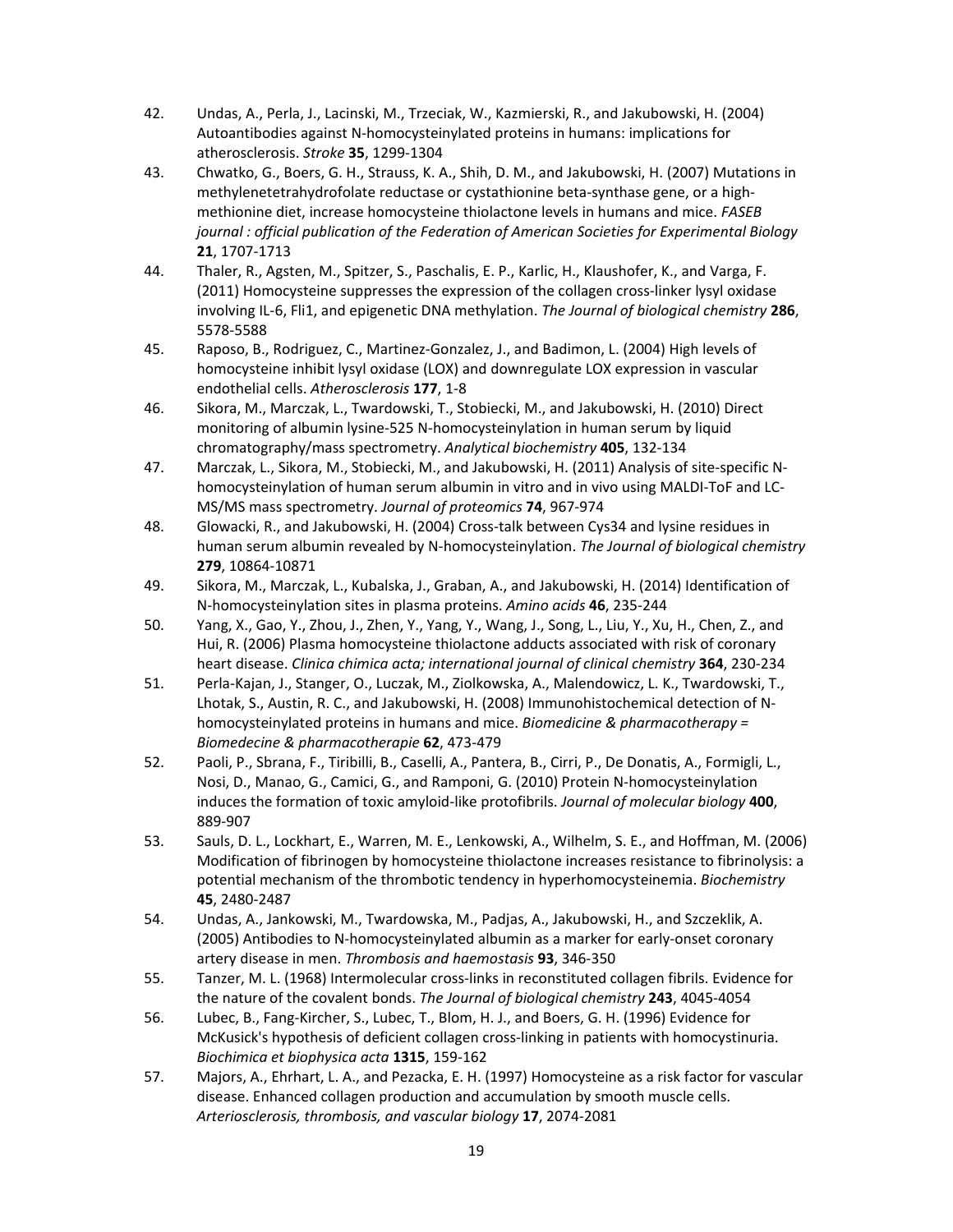42. Undas, A., Perla, J., Lacinski, M., Trzeciak, W., Kazmierski, R., and Jakubowski, H. (2004) Autoantibodies against N-homocysteinylated proteins in humans: implications for atherosclerosis. *Stroke* **35**, 1299-1304
43. Chwatko, G., Boers, G. H., Strauss, K. A., Shih, D. M., and Jakubowski, H. (2007) Mutations in methylenetetrahydrofolate reductase or cystathionine beta-synthase gene, or a high-methionine diet, increase homocysteine thiolactone levels in humans and mice. *FASEB journal : official publication of the Federation of American Societies for Experimental Biology* **21**, 1707-1713
44. Thaler, R., Agsten, M., Spitzer, S., Paschalis, E. P., Karlic, H., Klaushofer, K., and Varga, F. (2011) Homocysteine suppresses the expression of the collagen cross-linker lysyl oxidase involving IL-6, Fli1, and epigenetic DNA methylation. *The Journal of biological chemistry* **286**, 5578-5588
45. Raposo, B., Rodriguez, C., Martinez-Gonzalez, J., and Badimon, L. (2004) High levels of homocysteine inhibit lysyl oxidase (LOX) and downregulate LOX expression in vascular endothelial cells. *Atherosclerosis* **177**, 1-8
46. Sikora, M., Marczak, L., Twardowski, T., Stobiecki, M., and Jakubowski, H. (2010) Direct monitoring of albumin lysine-525 N-homocysteinylation in human serum by liquid chromatography/mass spectrometry. *Analytical biochemistry* **405**, 132-134
47. Marczak, L., Sikora, M., Stobiecki, M., and Jakubowski, H. (2011) Analysis of site-specific N-homocysteinylation of human serum albumin in vitro and in vivo using MALDI-ToF and LC-MS/MS mass spectrometry. *Journal of proteomics* **74**, 967-974
48. Glowacki, R., and Jakubowski, H. (2004) Cross-talk between Cys34 and lysine residues in human serum albumin revealed by N-homocysteinylation. *The Journal of biological chemistry* **279**, 10864-10871
49. Sikora, M., Marczak, L., Kubalska, J., Graban, A., and Jakubowski, H. (2014) Identification of N-homocysteinylation sites in plasma proteins. *Amino acids* **46**, 235-244
50. Yang, X., Gao, Y., Zhou, J., Zhen, Y., Yang, Y., Wang, J., Song, L., Liu, Y., Xu, H., Chen, Z., and Hui, R. (2006) Plasma homocysteine thiolactone adducts associated with risk of coronary heart disease. *Clinica chimica acta; international journal of clinical chemistry* **364**, 230-234
51. Perla-Kajan, J., Stanger, O., Luczak, M., Ziolkowska, A., Malendowicz, L. K., Twardowski, T., Lhotak, S., Austin, R. C., and Jakubowski, H. (2008) Immunohistochemical detection of N-homocysteinylated proteins in humans and mice. *Biomedicine & pharmacotherapy = Biomedecine & pharmacotherapie* **62**, 473-479
52. Paoli, P., Sbrana, F., Tiribilli, B., Caselli, A., Pantera, B., Cirri, P., De Donatis, A., Formigli, L., Nosi, D., Manao, G., Camici, G., and Ramponi, G. (2010) Protein N-homocysteinylation induces the formation of toxic amyloid-like protofibrils. *Journal of molecular biology* **400**, 889-907
53. Sauls, D. L., Lockhart, E., Warren, M. E., Lenkowski, A., Wilhelm, S. E., and Hoffman, M. (2006) Modification of fibrinogen by homocysteine thiolactone increases resistance to fibrinolysis: a potential mechanism of the thrombotic tendency in hyperhomocysteinemia. *Biochemistry* **45**, 2480-2487
54. Undas, A., Jankowski, M., Twardowska, M., Padjas, A., Jakubowski, H., and Szczeklik, A. (2005) Antibodies to N-homocysteinylated albumin as a marker for early-onset coronary artery disease in men. *Thrombosis and haemostasis* **93**, 346-350
55. Tanzer, M. L. (1968) Intermolecular cross-links in reconstituted collagen fibrils. Evidence for the nature of the covalent bonds. *The Journal of biological chemistry* **243**, 4045-4054
56. Lubec, B., Fang-Kircher, S., Lubec, T., Blom, H. J., and Boers, G. H. (1996) Evidence for McKusick's hypothesis of deficient collagen cross-linking in patients with homocystinuria. *Biochimica et biophysica acta* **1315**, 159-162
57. Majors, A., Ehrhart, L. A., and Pezacka, E. H. (1997) Homocysteine as a risk factor for vascular disease. Enhanced collagen production and accumulation by smooth muscle cells. *Arteriosclerosis, thrombosis, and vascular biology* **17**, 2074-2081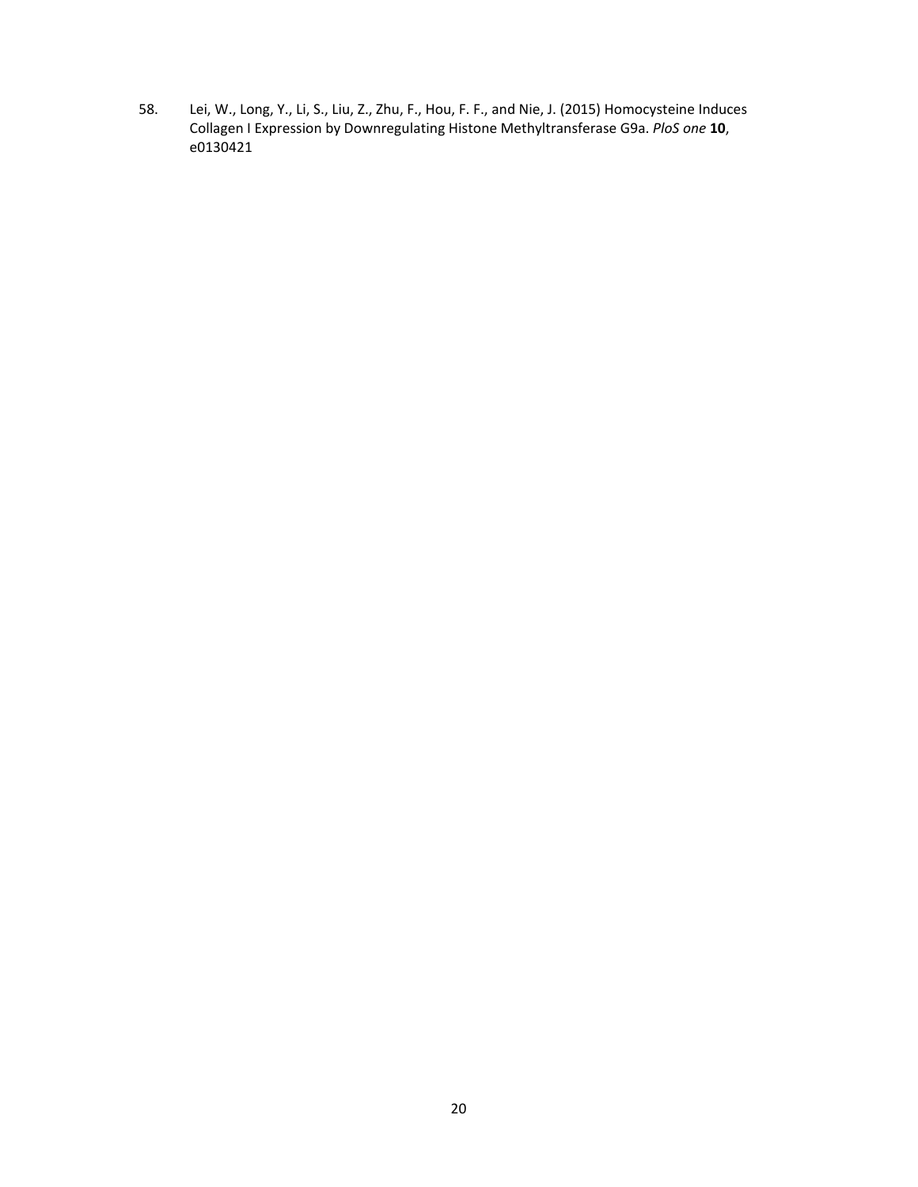58. Lei, W., Long, Y., Li, S., Liu, Z., Zhu, F., Hou, F. F., and Nie, J. (2015) Homocysteine Induces Collagen I Expression by Downregulating Histone Methyltransferase G9a. *PloS one* **10**, e0130421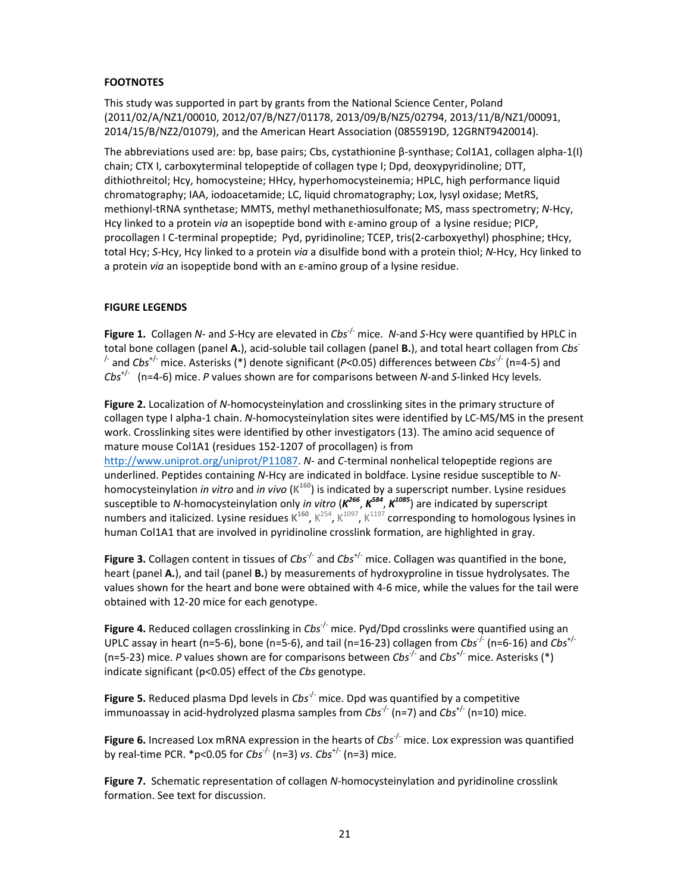## FOOTNOTES

This study was supported in part by grants from the National Science Center, Poland (2011/02/A/NZ1/00010, 2012/07/B/NZ7/01178, 2013/09/B/NZ5/02794, 2013/11/B/NZ1/00091, 2014/15/B/NZ2/01079), and the American Heart Association (0855919D, 12GRNT9420014).

The abbreviations used are: bp, base pairs; Cbs, cystathionine β-synthase; Col1A1, collagen alpha-1(I) chain; CTX I, carboxyterminal telopeptide of collagen type I; Dpd, deoxypyridinoline; DTT, dithiothreitol; Hcy, homocysteine; HHcy, hyperhomocysteinemia; HPLC, high performance liquid chromatography; IAA, iodoacetamide; LC, liquid chromatography; Lox, lysyl oxidase; MetRS, methionyl-tRNA synthetase; MMTS, methyl methanethiosulfonate; MS, mass spectrometry; *N*-Hcy, Hcy linked to a protein *via* an isopeptide bond with ε-amino group of a lysine residue; PICP, procollagen I C-terminal propeptide; Pyd, pyridinoline; TCEP, tris(2-carboxyethyl) phosphine; tHcy, total Hcy; *S*-Hcy, Hcy linked to a protein *via* a disulfide bond with a protein thiol; *N*-Hcy, Hcy linked to a protein *via* an isopeptide bond with an ε-amino group of a lysine residue.

## FIGURE LEGENDS

**Figure 1.** Collagen *N*- and *S*-Hcy are elevated in $Cbs^{-/-}$ mice. *N*-and *S*-Hcy were quantified by HPLC in total bone collagen (panel **A.**), acid-soluble tail collagen (panel **B.**), and total heart collagen from $Cbs^{-/-}$ and $Cbs^{+/-}$ mice. Asterisks (*) denote significant ($P$<0.05) differences between $Cbs^{-/-}$ (n=4-5) and $Cbs^{+/-}$ (n=4-6) mice. *P* values shown are for comparisons between *N*-and *S*-linked Hcy levels.

**Figure 2.** Localization of *N*-homocysteinylation and crosslinking sites in the primary structure of collagen type I alpha-1 chain. *N*-homocysteinylation sites were identified by LC-MS/MS in the present work. Crosslinking sites were identified by other investigators (13). The amino acid sequence of mature mouse Col1A1 (residues 152-1207 of procollagen) is from http://www.uniprot.org/uniprot/P11087. *N*- and *C*-terminal nonhelical telopeptide regions are underlined. Peptides containing *N*-Hcy are indicated in boldface. Lysine residue susceptible to *N*-homocysteinylation *in vitro* and *in vivo* (**$K^{160}$**) is indicated by a superscript number. Lysine residues susceptible to *N*-homocysteinylation only *in vitro* (***$K^{266}$***, ***$K^{584}$***, ***$K^{1085}$***) are indicated by superscript numbers and italicized. Lysine residues **$K^{160}$**, $K^{254}$, $K^{1097}$, $K^{1197}$ corresponding to homologous lysines in human Col1A1 that are involved in pyridinoline crosslink formation, are highlighted in gray.

**Figure 3.** Collagen content in tissues of $Cbs^{-/-}$ and $Cbs^{+/-}$ mice. Collagen was quantified in the bone, heart (panel **A.**), and tail (panel **B.**) by measurements of hydroxyproline in tissue hydrolysates. The values shown for the heart and bone were obtained with 4-6 mice, while the values for the tail were obtained with 12-20 mice for each genotype.

**Figure 4.** Reduced collagen crosslinking in $Cbs^{-/-}$ mice. Pyd/Dpd crosslinks were quantified using an UPLC assay in heart (n=5-6), bone (n=5-6), and tail (n=16-23) collagen from $Cbs^{-/-}$ (n=6-16) and $Cbs^{+/-}$ (n=5-23) mice. *P* values shown are for comparisons between $Cbs^{-/-}$ and $Cbs^{+/-}$ mice. Asterisks (*) indicate significant ($p<0.05$) effect of the *Cbs* genotype.

**Figure 5.** Reduced plasma Dpd levels in $Cbs^{-/-}$ mice. Dpd was quantified by a competitive immunoassay in acid-hydrolyzed plasma samples from $Cbs^{-/-}$ (n=7) and $Cbs^{+/-}$ (n=10) mice.

**Figure 6.** Increased Lox mRNA expression in the hearts of $Cbs^{-/-}$ mice. Lox expression was quantified by real-time PCR. *$p<0.05$ for $Cbs^{-/-}$ (n=3) *vs*. $Cbs^{+/-}$ (n=3) mice.

**Figure 7.** Schematic representation of collagen *N*-homocysteinylation and pyridinoline crosslink formation. See text for discussion.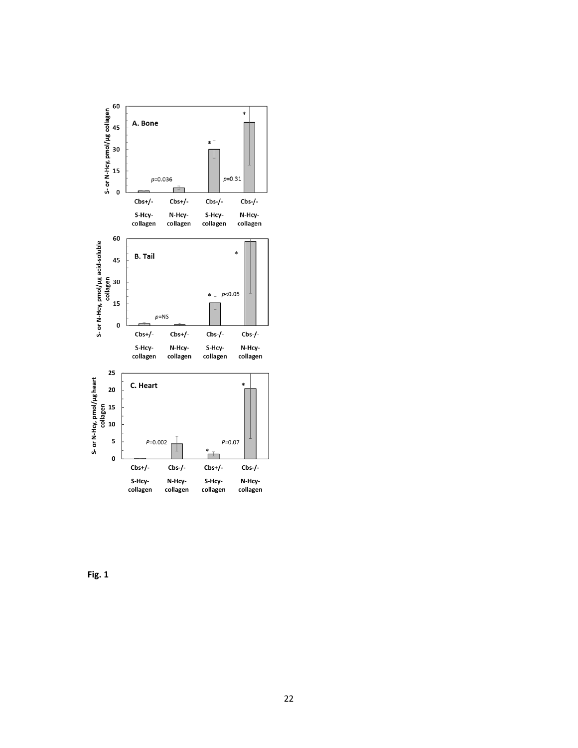Fig. 1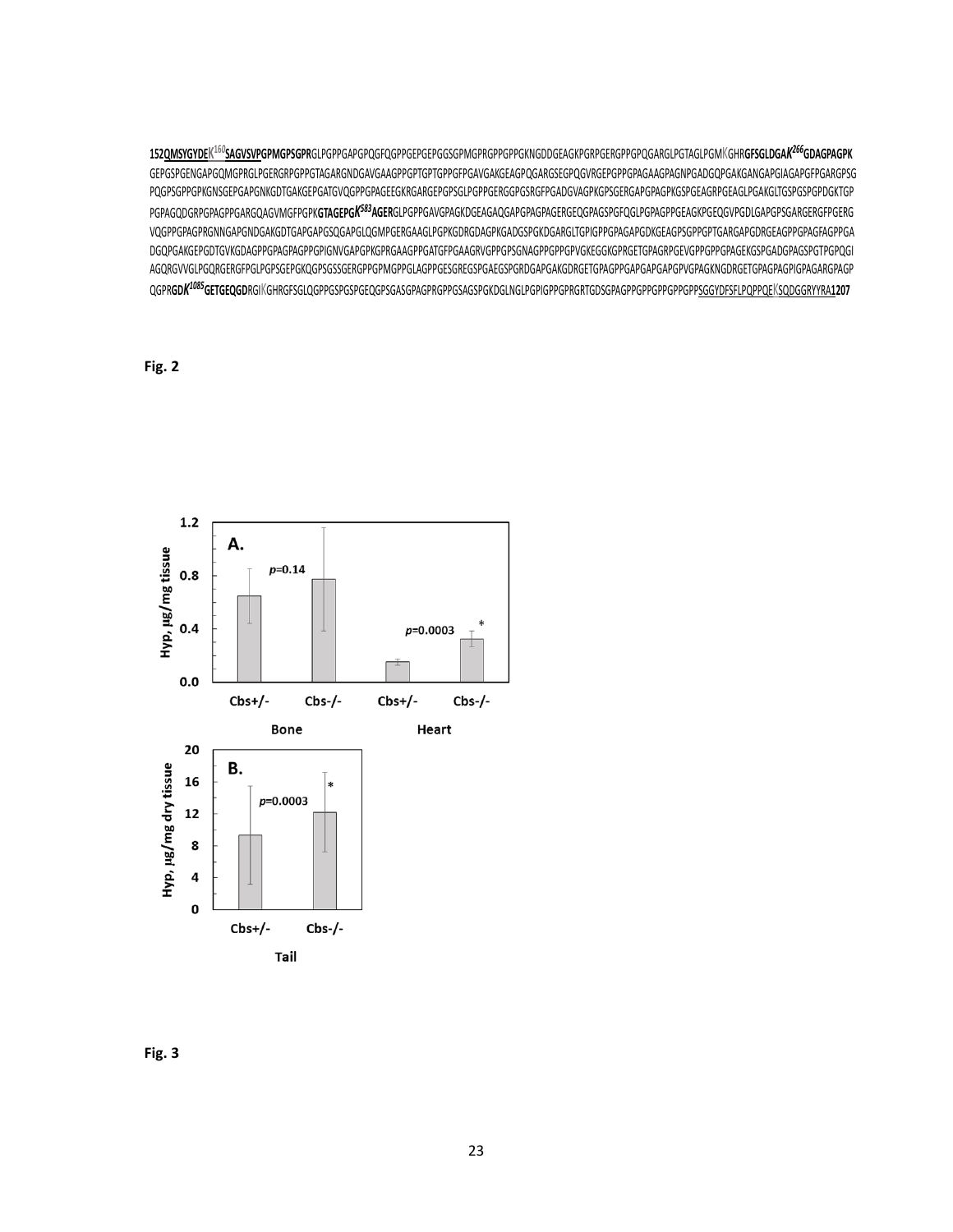**152QMSYGYDE**K$^{160}$**SAGVSVPGPMGPSGPR**GLPGPPGAPGPQGFQGPPGEPGEPGGSGPMGPRGPPGPPGKNGDDGEAGKPGRPGERGPPGPQGARGLPGTAGLPGMKGHR**GFSGLDGA*K$^{266}$*GDAGPAGPK** GEPGSPGENGAPGQMGPRGLPGERGRPGPPGTAGARGNDGAVGAAGPPGPTGPTGPPGFPGAVGAKGEAGPQGARGSEGPQGVRGEPGPPGPAGAAGPAGNPGADGQPGAKGANGAPGIAGAPGFPGARGPSG PQGPSGPPGPKGNSGEPGAPGNKGDTGAKGEPGATGVQGPPGPAGEEGKRGARGEPGPSGLPGPPGERGGPGSRGFPGADGVAGPKGPSGERGAPGAPGPKGSPGEAGRPGEAGLPGAKGLTGSPGSPGPDGKTGP PGPAGQDGRPGPAGPPGARGQAGVMGFPGPK**GTAGEPG*K$^{583}$*AGER**GLPGPPGAVGPAGKDGEAGAQGAPGPAGPAGERGEQGPAGSPGFQGLPGPAGPPGEAGKPGEQGVPGDLGAPGPSGARGERGFPGERG VQGPPGPAGPRGNNGAPGNDGAKGDTGAPGAPGSQGAPGLQGMPGERGAAGLPGPKGDRGDAGPKGADGSPGKDGARGLTGPIGPPGPAGAPGDKGEAGPSGPPGPTGARGAPGDRGEAGPPGPAGFAGPPGA DGQPGAKGEPGDTGVKGDAGPPGPAGPAGPPGPIGNVGAPGPKGPRGAAGPPGATGFPGAAGRVGPPGPSGNAGPPGPPGPVGKEGGKGPRGETGPAGRPGEVGPPGPPGPAGEKGSPGADGPAGSPGTPGPQGI AGQRGVVGLPGQRGERGFPGLPGPSGEPGKQGPSGSSGERGPPGPMGPPGLAGPPGESGREGSPGAEGSPGRDGAPGAKGDRGETGPAGPPGAPGAPGAPGPVGPAGKNGDRGETGPAGPAGPIGPAGARGPAGP QGPR**GD*K$^{1085}$*GETGEQGD**RGIKGHRGFSGLQGPPGSPGSPGEQGPSGASGPAGPRGPPGSAGSPGKDGLNGLPGPIGPPGPRGRTGDSGPAGPPGPPGPPGPPGPPSGGYDFSFLPQPPQEKSQDGGRYYRA**1207**

**Fig. 2**

**Fig. 3**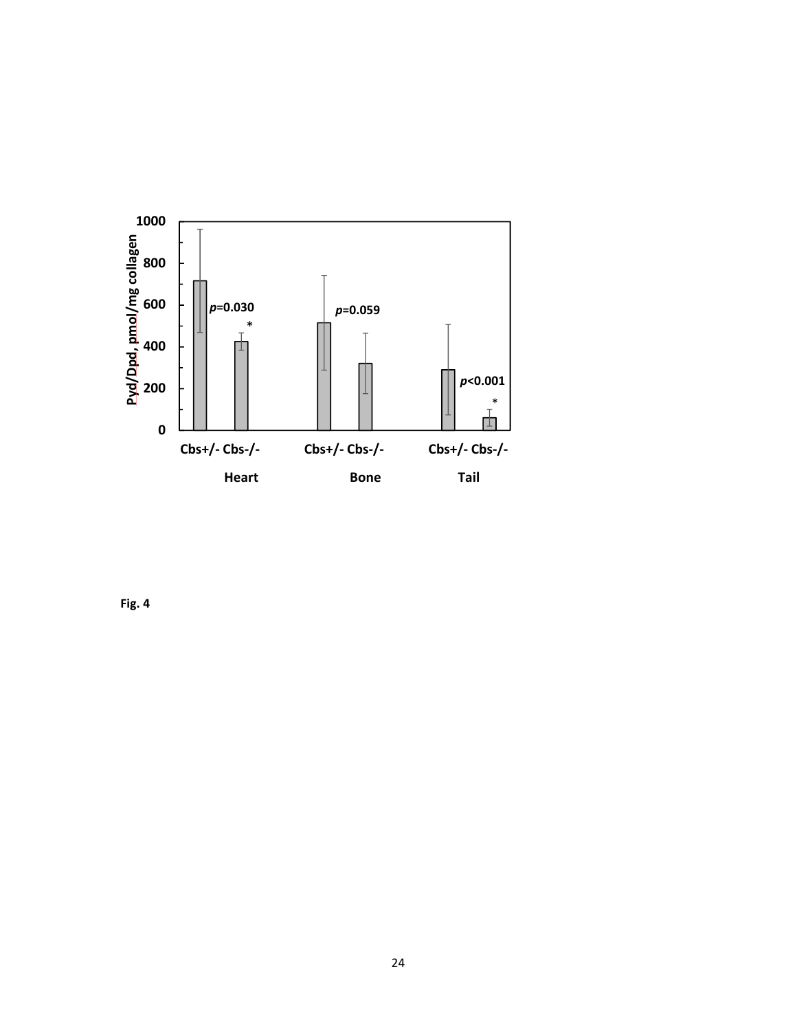Fig. 4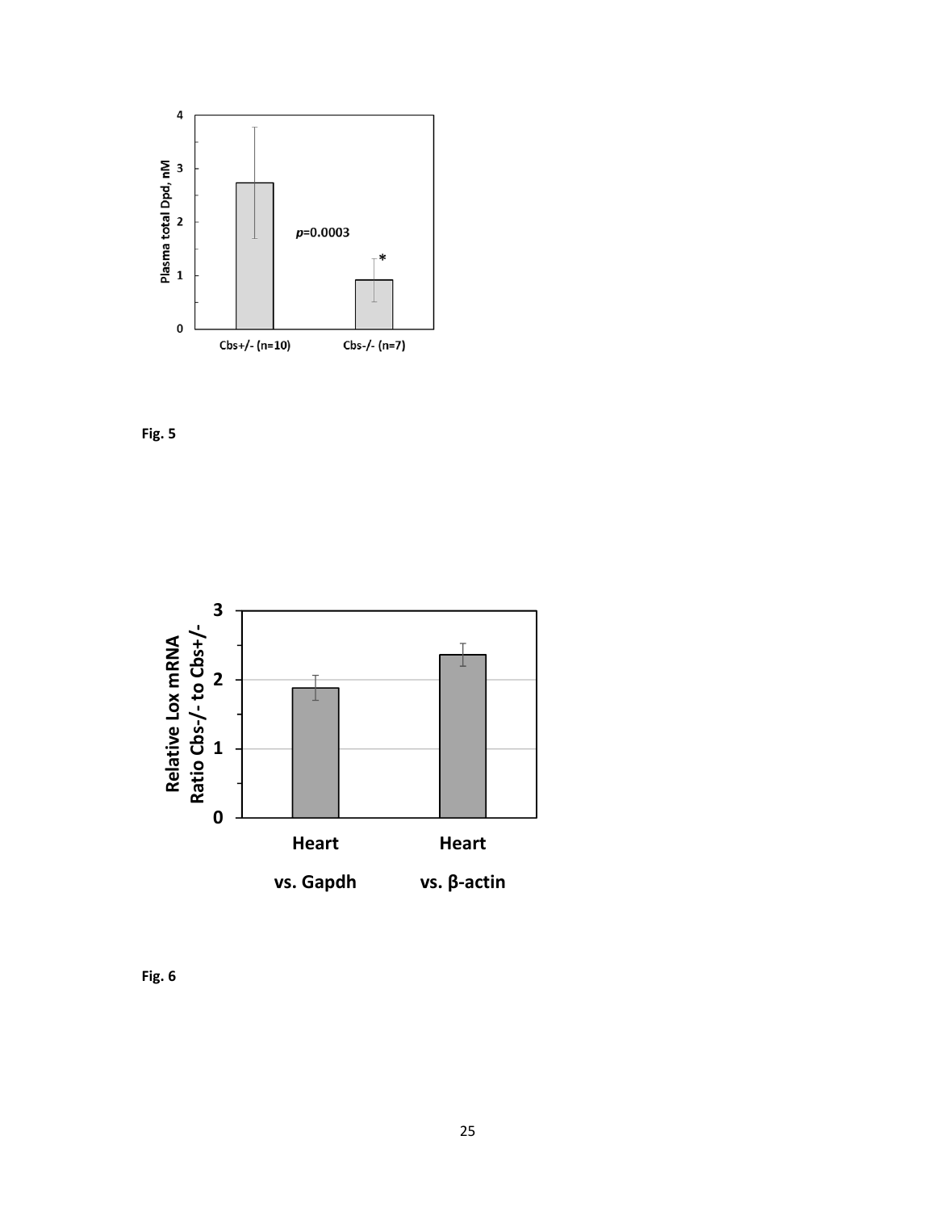Fig. 5

Fig. 6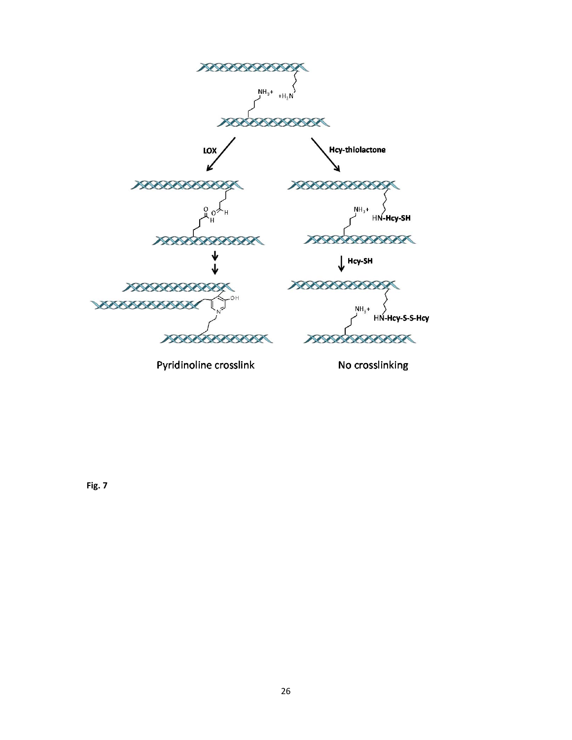LOX

Hcy-thiolactone

$NH_3^+$ $^+H_3N$

$NH_3^+$ HN-**Hcy-SH**

**Hcy-SH**

$NH_3^+$ HN-**Hcy-S-S-Hcy**

OH

N

Pyridinoline crosslink

No crosslinking

**Fig. 7**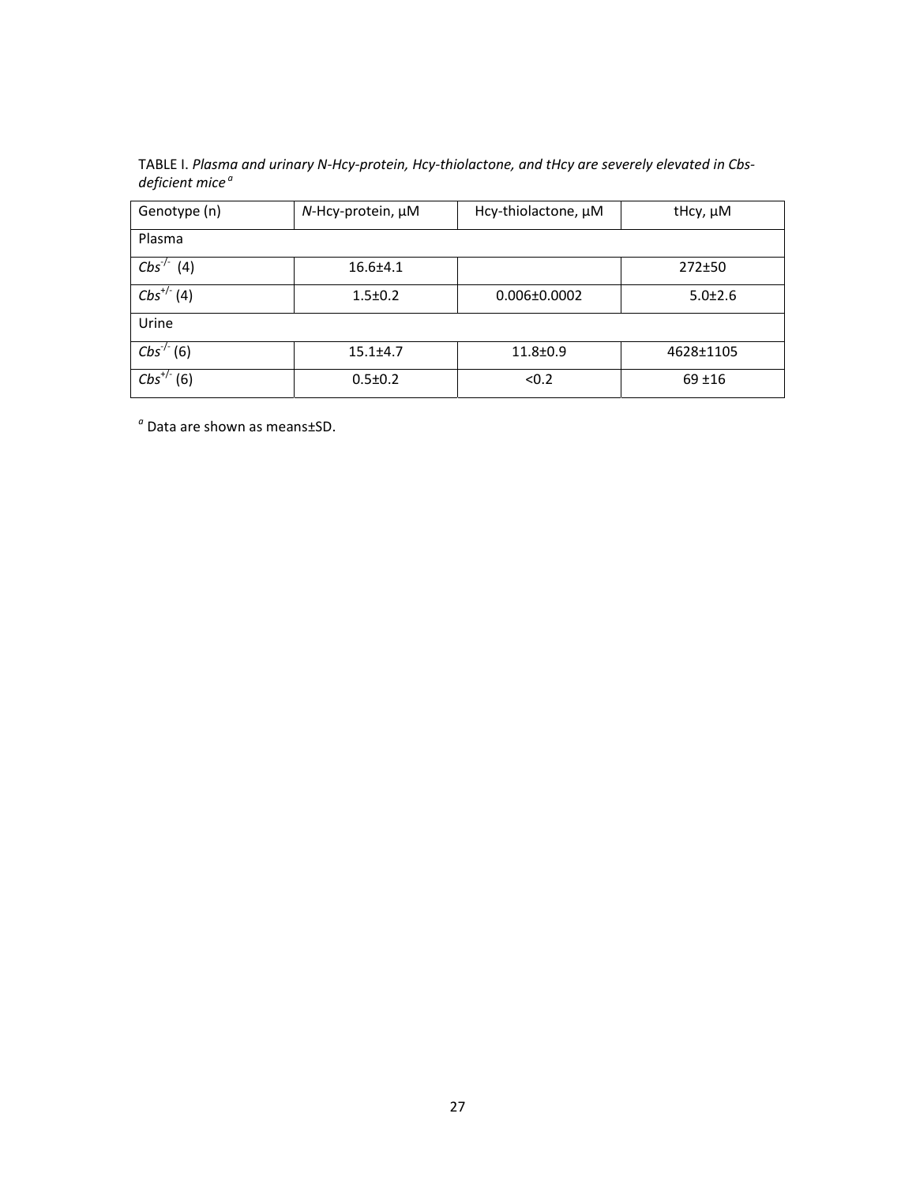TABLE I. *Plasma and urinary N-Hcy-protein, Hcy-thiolactone, and tHcy are severely elevated in Cbs-deficient mice* [a]

| Genotype (n) | *N*-Hcy-protein, µM | Hcy-thiolactone, µM | tHcy, µM |
|---|---|---|---|
| Plasma | | | |
| *Cbs*$^{-/-}$ (4) | 16.6±4.1 | | 272±50 |
| *Cbs*$^{+/-}$ (4) | 1.5±0.2 | 0.006±0.0002 | 5.0±2.6 |
| Urine | | | |
| *Cbs*$^{-/-}$ (6) | 15.1±4.7 | 11.8±0.9 | 4628±1105 |
| *Cbs*$^{+/-}$ (6) | 0.5±0.2 | <0.2 | 69 ±16 |

[a] Data are shown as means±SD.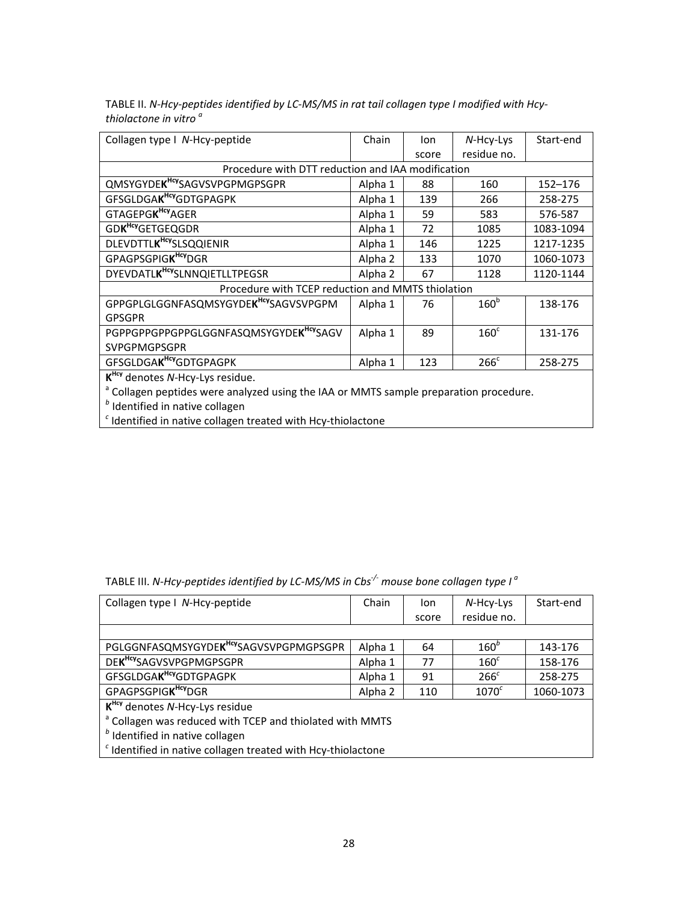TABLE II. *N-Hcy-peptides identified by LC-MS/MS in rat tail collagen type I modified with Hcy-thiolactone in vitro* [a]

| Collagen type I *N*-Hcy-peptide | Chain | Ion score | *N*-Hcy-Lys residue no. | Start-end |
|---|---|---|---|---|
| Procedure with DTT reduction and IAA modification | | | | |
| QMSYGYDE**K**$^{Hcy}$SAGVSVPGPMGPSGPR | Alpha 1 | 88 | 160 | 152–176 |
| GFSGLDGA**K**$^{Hcy}$GDTGPAGPK | Alpha 1 | 139 | 266 | 258-275 |
| GTAGEPG**K**$^{Hcy}$AGER | Alpha 1 | 59 | 583 | 576-587 |
| GD**K**$^{Hcy}$GETGEQGDR | Alpha 1 | 72 | 1085 | 1083-1094 |
| DLEVDTTL**K**$^{Hcy}$SLSQQIENIR | Alpha 1 | 146 | 1225 | 1217-1235 |
| GPAGPSGPIG**K**$^{Hcy}$DGR | Alpha 2 | 133 | 1070 | 1060-1073 |
| DYEVDATL**K**$^{Hcy}$SLNNQIETLLTPEGSR | Alpha 2 | 67 | 1128 | 1120-1144 |
| Procedure with TCEP reduction and MMTS thiolation | | | | |
| GPPGPLGLGGNFASQMSYGYDE**K**$^{Hcy}$SAGVSVPGPMGPSGPR | Alpha 1 | 76 | 160[b] | 138-176 |
| PGPPGPPGPPGPPGLGGNFASQMSYGYDE**K**$^{Hcy}$SAGVSVPGPMGPSGPR | Alpha 1 | 89 | 160[c] | 131-176 |
| GFSGLDGA**K**$^{Hcy}$GDTGPAGPK | Alpha 1 | 123 | 266[c] | 258-275 |

**K**$^{Hcy}$ denotes *N*-Hcy-Lys residue.
[a] Collagen peptides were analyzed using the IAA or MMTS sample preparation procedure.
[b] Identified in native collagen
[c] Identified in native collagen treated with Hcy-thiolactone

TABLE III. *N-Hcy-peptides identified by LC-MS/MS in Cbs*$^{-/-}$ *mouse bone collagen type I* [a]

| Collagen type I *N*-Hcy-peptide | Chain | Ion score | *N*-Hcy-Lys residue no. | Start-end |
|---|---|---|---|---|
| | | | | |
| PGLGGNFASQMSYGYDE**K**$^{Hcy}$SAGVSVPGPMGPSGPR | Alpha 1 | 64 | 160[b] | 143-176 |
| DE**K**$^{Hcy}$SAGVSVPGPMGPSGPR | Alpha 1 | 77 | 160[c] | 158-176 |
| GFSGLDGA**K**$^{Hcy}$GDTGPAGPK | Alpha 1 | 91 | 266[c] | 258-275 |
| GPAGPSGPIG**K**$^{Hcy}$DGR | Alpha 2 | 110 | 1070[c] | 1060-1073 |

**K**$^{Hcy}$ denotes *N*-Hcy-Lys residue
[a] Collagen was reduced with TCEP and thiolated with MMTS
[b] Identified in native collagen
[c] Identified in native collagen treated with Hcy-thiolactone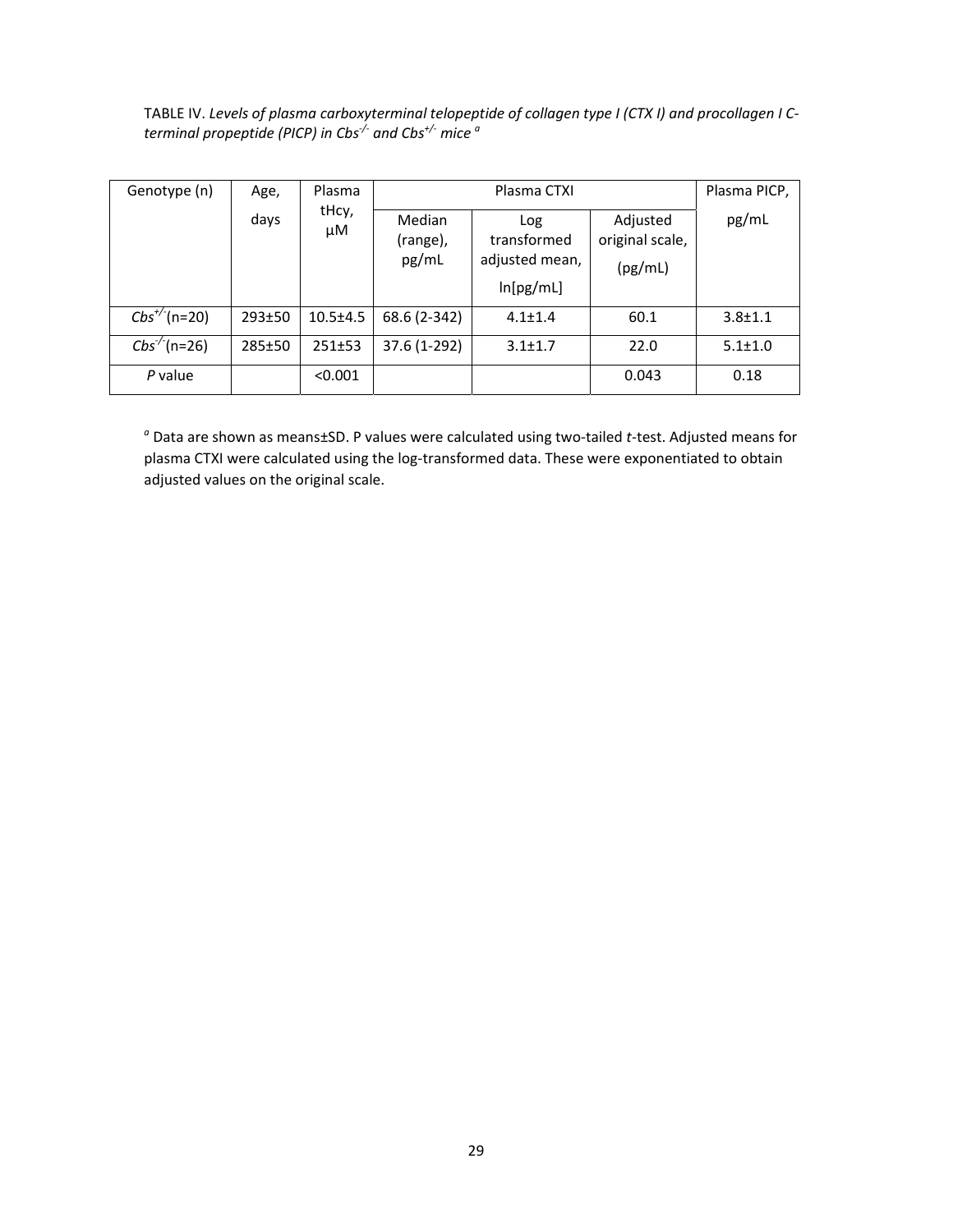TABLE IV. *Levels of plasma carboxyterminal telopeptide of collagen type I (CTX I) and procollagen I C-terminal propeptide (PICP) in $Cbs^{-/-}$ and $Cbs^{+/-}$ mice* [a]

| Genotype (n) | Age, days | Plasma tHcy, μM | Plasma CTXI | | | Plasma PICP, pg/mL |
|---|---|---|---|---|---|---|
| | | | Median (range), pg/mL | Log transformed adjusted mean, ln[pg/mL] | Adjusted original scale, (pg/mL) | |
| $Cbs^{+/-}$(n=20) | 293±50 | 10.5±4.5 | 68.6 (2-342) | 4.1±1.4 | 60.1 | 3.8±1.1 |
| $Cbs^{-/-}$(n=26) | 285±50 | 251±53 | 37.6 (1-292) | 3.1±1.7 | 22.0 | 5.1±1.0 |
| *P* value | | <0.001 | | | 0.043 | 0.18 |

[a] Data are shown as means±SD. P values were calculated using two-tailed *t*-test. Adjusted means for plasma CTXI were calculated using the log-transformed data. These were exponentiated to obtain adjusted values on the original scale.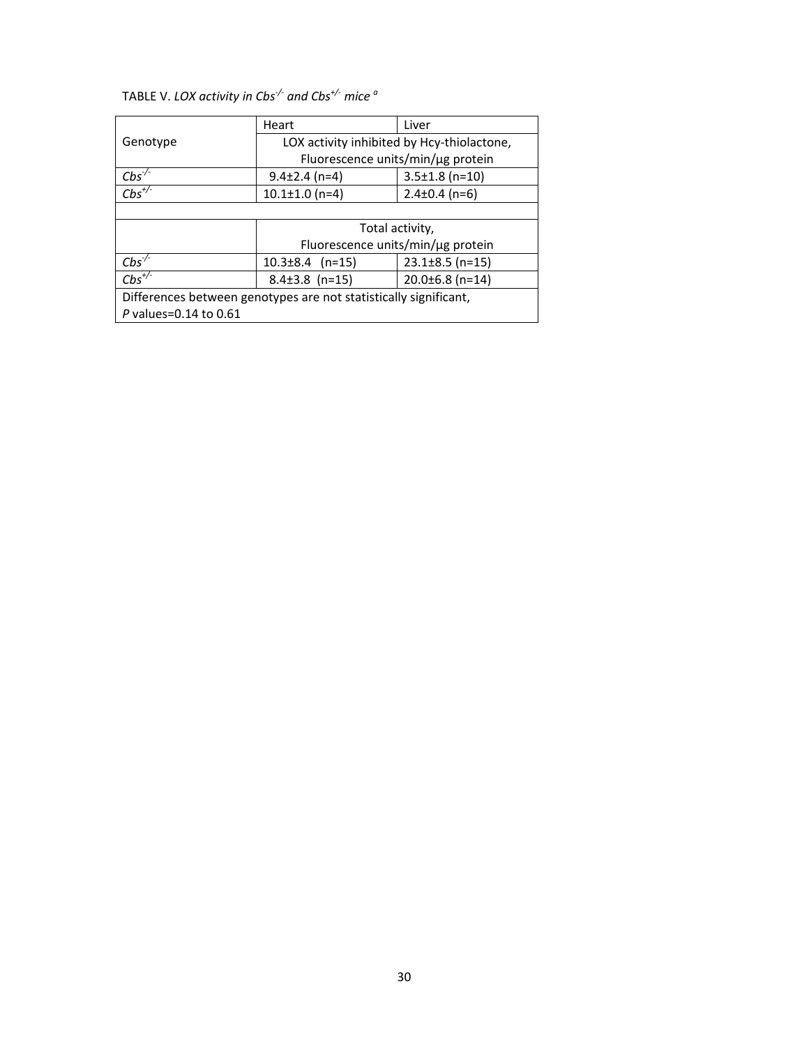TABLE V. *LOX activity in $Cbs^{-/-}$ and $Cbs^{+/-}$ mice* [a]

| Genotype | Heart | Liver |
|---|---|---|
| | LOX activity inhibited by Hcy-thiolactone, Fluorescence units/min/μg protein | |
| $Cbs^{-/-}$ | 9.4±2.4 (n=4) | 3.5±1.8 (n=10) |
| $Cbs^{+/-}$ | 10.1±1.0 (n=4) | 2.4±0.4 (n=6) |
| | | |
| | Total activity, Fluorescence units/min/μg protein | |
| $Cbs^{-/-}$ | 10.3±8.4 (n=15) | 23.1±8.5 (n=15) |
| $Cbs^{+/-}$ | 8.4±3.8 (n=15) | 20.0±6.8 (n=14) |
| Differences between genotypes are not statistically significant, *P* values=0.14 to 0.61 | | |